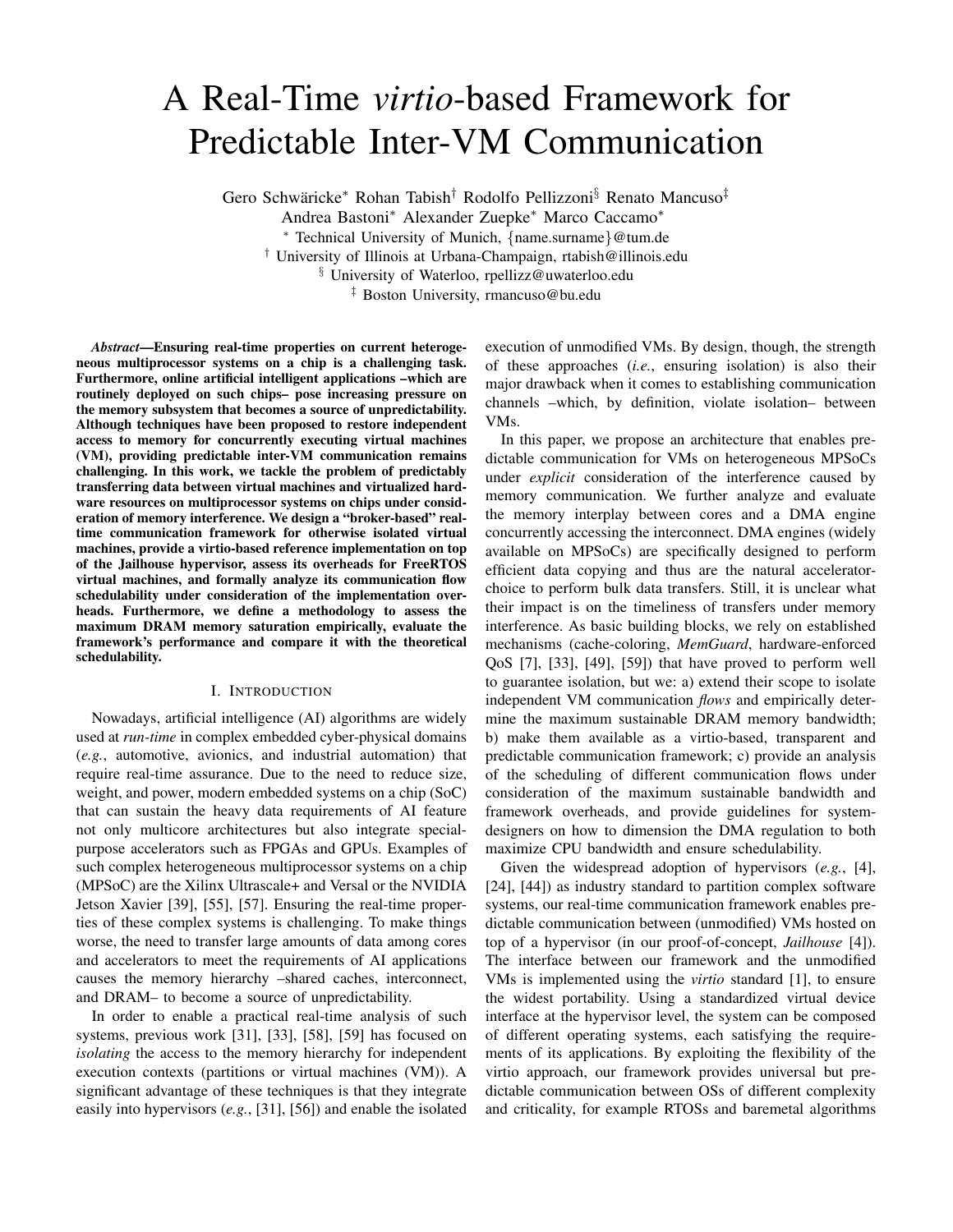# A Real-Time *virtio*-based Framework for Predictable Inter-VM Communication

Gero Schwäricke* Rohan Tabish† Rodolfo Pellizzoni§ Renato Mancuso‡
Andrea Bastoni* Alexander Zuepke* Marco Caccamo*

* Technical University of Munich, {name.surname}@tum.de
† University of Illinois at Urbana-Champaign, rtabish@illinois.edu
§ University of Waterloo, rpellizz@uwaterloo.edu
‡ Boston University, rmancuso@bu.edu

***Abstract*—Ensuring real-time properties on current heterogeneous multiprocessor systems on a chip is a challenging task. Furthermore, online artificial intelligent applications –which are routinely deployed on such chips– pose increasing pressure on the memory subsystem that becomes a source of unpredictability. Although techniques have been proposed to restore independent access to memory for concurrently executing virtual machines (VM), providing predictable inter-VM communication remains challenging. In this work, we tackle the problem of predictably transferring data between virtual machines and virtualized hardware resources on multiprocessor systems on chips under consideration of memory interference. We design a "broker-based" real-time communication framework for otherwise isolated virtual machines, provide a virtio-based reference implementation on top of the Jailhouse hypervisor, assess its overheads for FreeRTOS virtual machines, and formally analyze its communication flow schedulability under consideration of the implementation overheads. Furthermore, we define a methodology to assess the maximum DRAM memory saturation empirically, evaluate the framework's performance and compare it with the theoretical schedulability.**

## I. Introduction

Nowadays, artificial intelligence (AI) algorithms are widely used at *run-time* in complex embedded cyber-physical domains (*e.g.*, automotive, avionics, and industrial automation) that require real-time assurance. Due to the need to reduce size, weight, and power, modern embedded systems on a chip (SoC) that can sustain the heavy data requirements of AI feature not only multicore architectures but also integrate special-purpose accelerators such as FPGAs and GPUs. Examples of such complex heterogeneous multiprocessor systems on a chip (MPSoC) are the Xilinx Ultrascale+ and Versal or the NVIDIA Jetson Xavier [39], [55], [57]. Ensuring the real-time properties of these complex systems is challenging. To make things worse, the need to transfer large amounts of data among cores and accelerators to meet the requirements of AI applications causes the memory hierarchy –shared caches, interconnect, and DRAM– to become a source of unpredictability.

In order to enable a practical real-time analysis of such systems, previous work [31], [33], [58], [59] has focused on *isolating* the access to the memory hierarchy for independent execution contexts (partitions or virtual machines (VM)). A significant advantage of these techniques is that they integrate easily into hypervisors (*e.g.*, [31], [56]) and enable the isolated execution of unmodified VMs. By design, though, the strength of these approaches (*i.e.*, ensuring isolation) is also their major drawback when it comes to establishing communication channels –which, by definition, violate isolation– between VMs.

In this paper, we propose an architecture that enables predictable communication for VMs on heterogeneous MPSoCs under *explicit* consideration of the interference caused by memory communication. We further analyze and evaluate the memory interplay between cores and a DMA engine concurrently accessing the interconnect. DMA engines (widely available on MPSoCs) are specifically designed to perform efficient data copying and thus are the natural accelerator-choice to perform bulk data transfers. Still, it is unclear what their impact is on the timeliness of transfers under memory interference. As basic building blocks, we rely on established mechanisms (cache-coloring, *MemGuard*, hardware-enforced QoS [7], [33], [49], [59]) that have proved to perform well to guarantee isolation, but we: a) extend their scope to isolate independent VM communication *flows* and empirically determine the maximum sustainable DRAM memory bandwidth; b) make them available as a virtio-based, transparent and predictable communication framework; c) provide an analysis of the scheduling of different communication flows under consideration of the maximum sustainable bandwidth and framework overheads, and provide guidelines for system-designers on how to dimension the DMA regulation to both maximize CPU bandwidth and ensure schedulability.

Given the widespread adoption of hypervisors (*e.g.*, [4], [24], [44]) as industry standard to partition complex software systems, our real-time communication framework enables predictable communication between (unmodified) VMs hosted on top of a hypervisor (in our proof-of-concept, *Jailhouse* [4]). The interface between our framework and the unmodified VMs is implemented using the *virtio* standard [1], to ensure the widest portability. Using a standardized virtual device interface at the hypervisor level, the system can be composed of different operating systems, each satisfying the requirements of its applications. By exploiting the flexibility of the virtio approach, our framework provides universal but predictable communication between OSs of different complexity and criticality, for example RTOSs and baremetal algorithms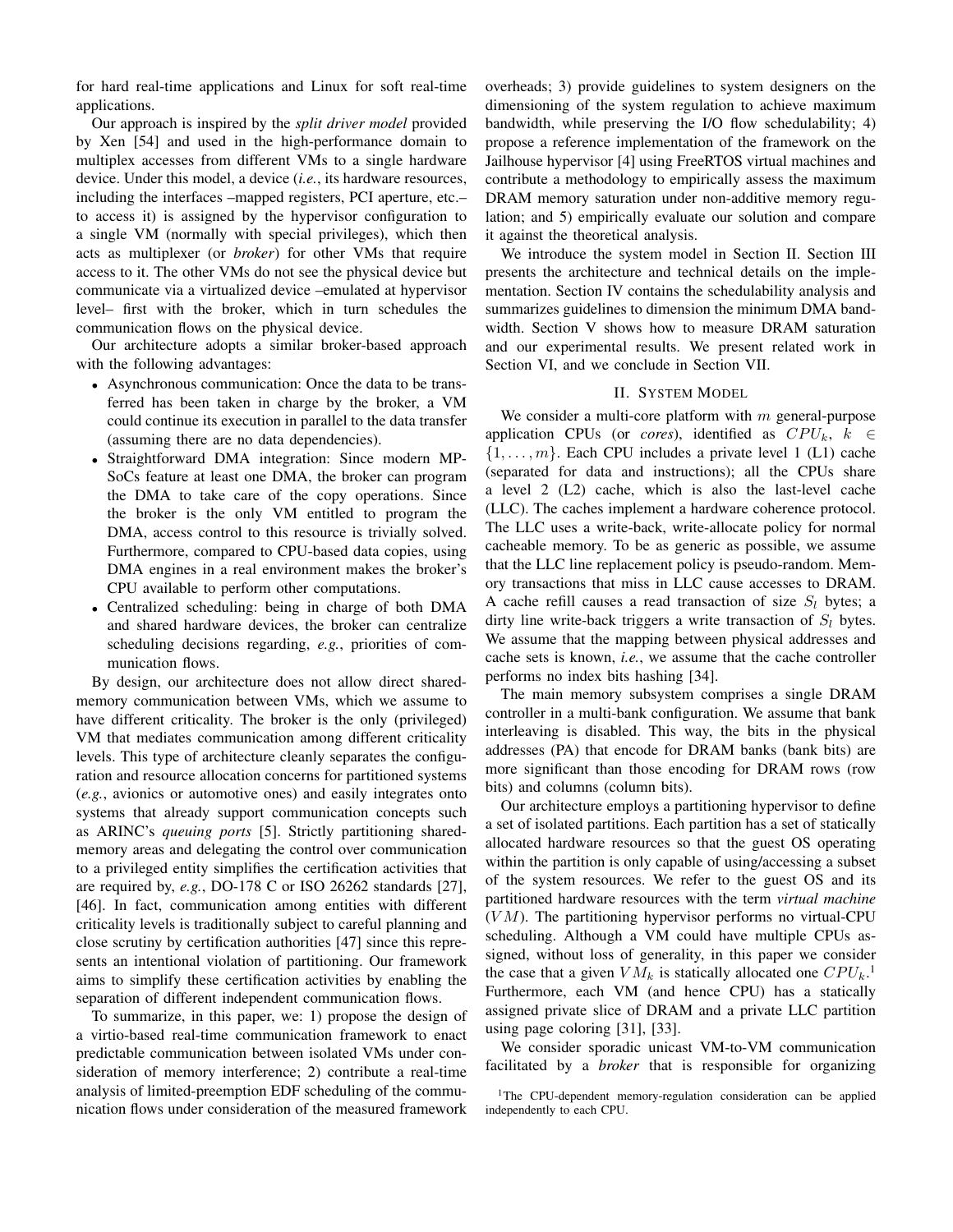for hard real-time applications and Linux for soft real-time applications.

Our approach is inspired by the *split driver model* provided by Xen [54] and used in the high-performance domain to multiplex accesses from different VMs to a single hardware device. Under this model, a device (*i.e.*, its hardware resources, including the interfaces –mapped registers, PCI aperture, etc.– to access it) is assigned by the hypervisor configuration to a single VM (normally with special privileges), which then acts as multiplexer (or *broker*) for other VMs that require access to it. The other VMs do not see the physical device but communicate via a virtualized device –emulated at hypervisor level– first with the broker, which in turn schedules the communication flows on the physical device.

Our architecture adopts a similar broker-based approach with the following advantages:

- Asynchronous communication: Once the data to be transferred has been taken in charge by the broker, a VM could continue its execution in parallel to the data transfer (assuming there are no data dependencies).
- Straightforward DMA integration: Since modern MPSoCs feature at least one DMA, the broker can program the DMA to take care of the copy operations. Since the broker is the only VM entitled to program the DMA, access control to this resource is trivially solved. Furthermore, compared to CPU-based data copies, using DMA engines in a real environment makes the broker's CPU available to perform other computations.
- Centralized scheduling: being in charge of both DMA and shared hardware devices, the broker can centralize scheduling decisions regarding, *e.g.*, priorities of communication flows.

By design, our architecture does not allow direct shared-memory communication between VMs, which we assume to have different criticality. The broker is the only (privileged) VM that mediates communication among different criticality levels. This type of architecture cleanly separates the configuration and resource allocation concerns for partitioned systems (*e.g.*, avionics or automotive ones) and easily integrates onto systems that already support communication concepts such as ARINC's *queuing ports* [5]. Strictly partitioning shared-memory areas and delegating the control over communication to a privileged entity simplifies the certification activities that are required by, *e.g.*, DO-178 C or ISO 26262 standards [27], [46]. In fact, communication among entities with different criticality levels is traditionally subject to careful planning and close scrutiny by certification authorities [47] since this represents an intentional violation of partitioning. Our framework aims to simplify these certification activities by enabling the separation of different independent communication flows.

To summarize, in this paper, we: 1) propose the design of a virtio-based real-time communication framework to enact predictable communication between isolated VMs under consideration of memory interference; 2) contribute a real-time analysis of limited-preemption EDF scheduling of the communication flows under consideration of the measured framework overheads; 3) provide guidelines to system designers on the dimensioning of the system regulation to achieve maximum bandwidth, while preserving the I/O flow schedulability; 4) propose a reference implementation of the framework on the Jailhouse hypervisor [4] using FreeRTOS virtual machines and contribute a methodology to empirically assess the maximum DRAM memory saturation under non-additive memory regulation; and 5) empirically evaluate our solution and compare it against the theoretical analysis.

We introduce the system model in Section II. Section III presents the architecture and technical details on the implementation. Section IV contains the schedulability analysis and summarizes guidelines to dimension the minimum DMA bandwidth. Section V shows how to measure DRAM saturation and our experimental results. We present related work in Section VI, and we conclude in Section VII.

## II. System Model

We consider a multi-core platform with $m$ general-purpose application CPUs (or *cores*), identified as $CPU_k$, $k \in \{1, \ldots, m\}$. Each CPU includes a private level 1 (L1) cache (separated for data and instructions); all the CPUs share a level 2 (L2) cache, which is also the last-level cache (LLC). The caches implement a hardware coherence protocol. The LLC uses a write-back, write-allocate policy for normal cacheable memory. To be as generic as possible, we assume that the LLC line replacement policy is pseudo-random. Memory transactions that miss in LLC cause accesses to DRAM. A cache refill causes a read transaction of size $S_l$ bytes; a dirty line write-back triggers a write transaction of $S_l$ bytes. We assume that the mapping between physical addresses and cache sets is known, *i.e.*, we assume that the cache controller performs no index bits hashing [34].

The main memory subsystem comprises a single DRAM controller in a multi-bank configuration. We assume that bank interleaving is disabled. This way, the bits in the physical addresses (PA) that encode for DRAM banks (bank bits) are more significant than those encoding for DRAM rows (row bits) and columns (column bits).

Our architecture employs a partitioning hypervisor to define a set of isolated partitions. Each partition has a set of statically allocated hardware resources so that the guest OS operating within the partition is only capable of using/accessing a subset of the system resources. We refer to the guest OS and its partitioned hardware resources with the term *virtual machine* ($VM$). The partitioning hypervisor performs no virtual-CPU scheduling. Although a VM could have multiple CPUs assigned, without loss of generality, in this paper we consider the case that a given $VM_k$ is statically allocated one $CPU_k$.[1] Furthermore, each VM (and hence CPU) has a statically assigned private slice of DRAM and a private LLC partition using page coloring [31], [33].

We consider sporadic unicast VM-to-VM communication facilitated by a *broker* that is responsible for organizing

[1] The CPU-dependent memory-regulation consideration can be applied independently to each CPU.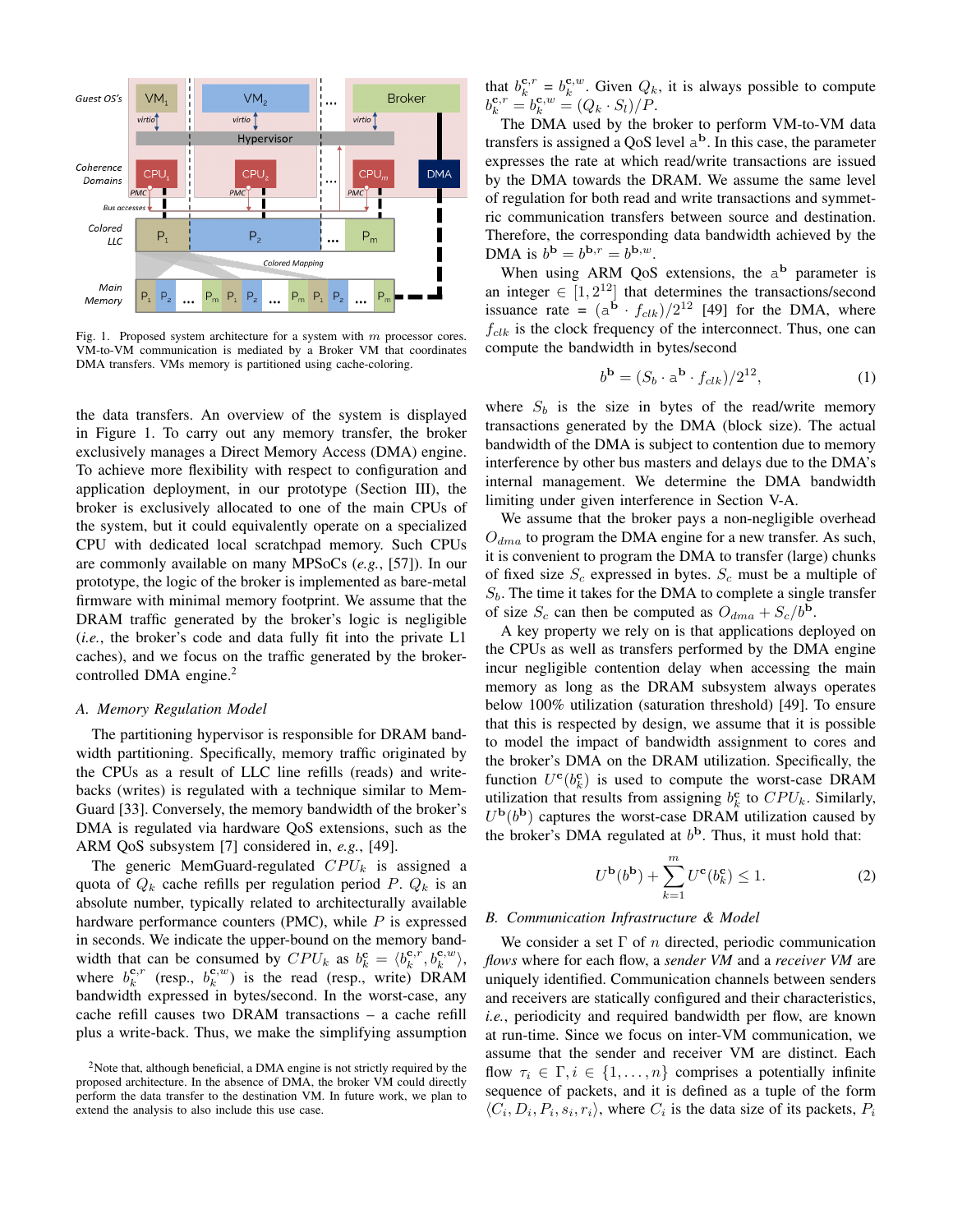Fig. 1. Proposed system architecture for a system with $m$ processor cores. VM-to-VM communication is mediated by a Broker VM that coordinates DMA transfers. VMs memory is partitioned using cache-coloring.

the data transfers. An overview of the system is displayed in Figure 1. To carry out any memory transfer, the broker exclusively manages a Direct Memory Access (DMA) engine. To achieve more flexibility with respect to configuration and application deployment, in our prototype (Section III), the broker is exclusively allocated to one of the main CPUs of the system, but it could equivalently operate on a specialized CPU with dedicated local scratchpad memory. Such CPUs are commonly available on many MPSoCs (*e.g.*, [57]). In our prototype, the logic of the broker is implemented as bare-metal firmware with minimal memory footprint. We assume that the DRAM traffic generated by the broker's logic is negligible (*i.e.*, the broker's code and data fully fit into the private L1 caches), and we focus on the traffic generated by the broker-controlled DMA engine.[2]

[2]Note that, although beneficial, a DMA engine is not strictly required by the proposed architecture. In the absence of DMA, the broker VM could directly perform the data transfer to the destination VM. In future work, we plan to extend the analysis to also include this use case.

### A. Memory Regulation Model

The partitioning hypervisor is responsible for DRAM bandwidth partitioning. Specifically, memory traffic originated by the CPUs as a result of LLC line refills (reads) and write-backs (writes) is regulated with a technique similar to MemGuard [33]. Conversely, the memory bandwidth of the broker's DMA is regulated via hardware QoS extensions, such as the ARM QoS subsystem [7] considered in, *e.g.*, [49].

The generic MemGuard-regulated $CPU_k$ is assigned a quota of $Q_k$ cache refills per regulation period $P$. $Q_k$ is an absolute number, typically related to architecturally available hardware performance counters (PMC), while $P$ is expressed in seconds. We indicate the upper-bound on the memory bandwidth that can be consumed by $CPU_k$ as $b_k^{\mathbf{c}} = \langle b_k^{\mathbf{c},r}, b_k^{\mathbf{c},w} \rangle$, where $b_k^{\mathbf{c},r}$ (resp., $b_k^{\mathbf{c},w}$) is the read (resp., write) DRAM bandwidth expressed in bytes/second. In the worst-case, any cache refill causes two DRAM transactions – a cache refill plus a write-back. Thus, we make the simplifying assumption that $b_k^{\mathbf{c},r} = b_k^{\mathbf{c},w}$. Given $Q_k$, it is always possible to compute $b_k^{\mathbf{c},r} = b_k^{\mathbf{c},w} = (Q_k \cdot S_l)/P$.

The DMA used by the broker to perform VM-to-VM data transfers is assigned a QoS level $\mathrm{a}^{\mathbf{b}}$. In this case, the parameter expresses the rate at which read/write transactions are issued by the DMA towards the DRAM. We assume the same level of regulation for both read and write transactions and symmetric communication transfers between source and destination. Therefore, the corresponding data bandwidth achieved by the DMA is $b^{\mathbf{b}} = b^{\mathbf{b},r} = b^{\mathbf{b},w}$.

When using ARM QoS extensions, the $\mathrm{a}^{\mathbf{b}}$ parameter is an integer $\in [1, 2^{12}]$ that determines the transactions/second issuance rate $= (\mathrm{a}^{\mathbf{b}} \cdot f_{clk})/2^{12}$ [49] for the DMA, where $f_{clk}$ is the clock frequency of the interconnect. Thus, one can compute the bandwidth in bytes/second

$$b^{\mathbf{b}} = (S_b \cdot \mathrm{a}^{\mathbf{b}} \cdot f_{clk})/2^{12}, \tag{1}$$

where $S_b$ is the size in bytes of the read/write memory transactions generated by the DMA (block size). The actual bandwidth of the DMA is subject to contention due to memory interference by other bus masters and delays due to the DMA's internal management. We determine the DMA bandwidth limiting under given interference in Section V-A.

We assume that the broker pays a non-negligible overhead $O_{dma}$ to program the DMA engine for a new transfer. As such, it is convenient to program the DMA to transfer (large) chunks of fixed size $S_c$ expressed in bytes. $S_c$ must be a multiple of $S_b$. The time it takes for the DMA to complete a single transfer of size $S_c$ can then be computed as $O_{dma} + S_c/b^{\mathbf{b}}$.

A key property we rely on is that applications deployed on the CPUs as well as transfers performed by the DMA engine incur negligible contention delay when accessing the main memory as long as the DRAM subsystem always operates below 100% utilization (saturation threshold) [49]. To ensure that this is respected by design, we assume that it is possible to model the impact of bandwidth assignment to cores and the broker's DMA on the DRAM utilization. Specifically, the function $U^{\mathbf{c}}(b_k^{\mathbf{c}})$ is used to compute the worst-case DRAM utilization that results from assigning $b_k^{\mathbf{c}}$ to $CPU_k$. Similarly, $U^{\mathbf{b}}(b^{\mathbf{b}})$ captures the worst-case DRAM utilization caused by the broker's DMA regulated at $b^{\mathbf{b}}$. Thus, it must hold that:

$$U^{\mathbf{b}}(b^{\mathbf{b}}) + \sum_{k=1}^{m} U^{\mathbf{c}}(b_k^{\mathbf{c}}) \leq 1. \tag{2}$$

### B. Communication Infrastructure & Model

We consider a set $\Gamma$ of $n$ directed, periodic communication *flows* where for each flow, a *sender VM* and a *receiver VM* are uniquely identified. Communication channels between senders and receivers are statically configured and their characteristics, *i.e.*, periodicity and required bandwidth per flow, are known at run-time. Since we focus on inter-VM communication, we assume that the sender and receiver VM are distinct. Each flow $\tau_i \in \Gamma, i \in \{1, \ldots, n\}$ comprises a potentially infinite sequence of packets, and it is defined as a tuple of the form $\langle C_i, D_i, P_i, s_i, r_i \rangle$, where $C_i$ is the data size of its packets, $P_i$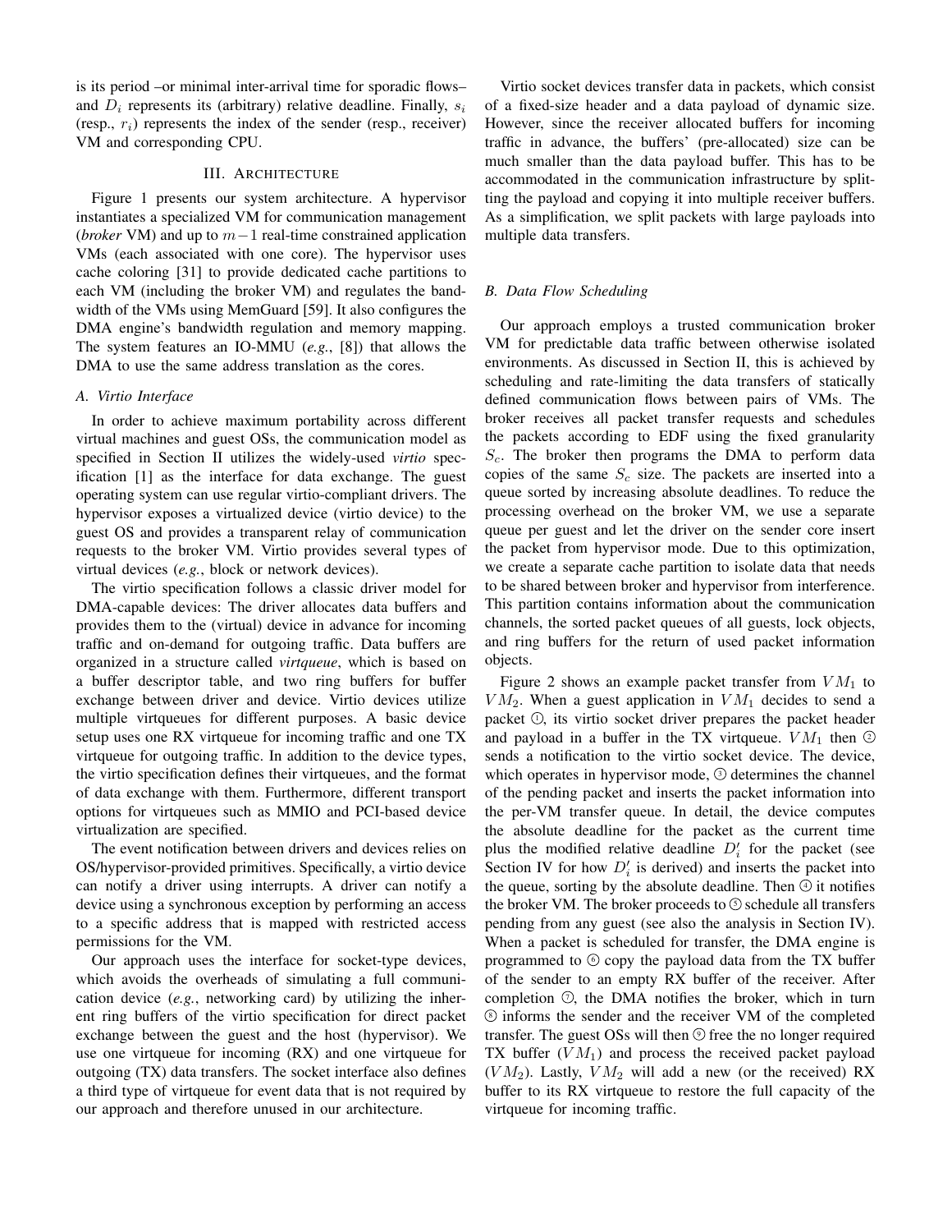is its period –or minimal inter-arrival time for sporadic flows– and $D_i$ represents its (arbitrary) relative deadline. Finally, $s_i$ (resp., $r_i$) represents the index of the sender (resp., receiver) VM and corresponding CPU.

## III. Architecture

Figure 1 presents our system architecture. A hypervisor instantiates a specialized VM for communication management (*broker* VM) and up to $m-1$ real-time constrained application VMs (each associated with one core). The hypervisor uses cache coloring [31] to provide dedicated cache partitions to each VM (including the broker VM) and regulates the bandwidth of the VMs using MemGuard [59]. It also configures the DMA engine's bandwidth regulation and memory mapping. The system features an IO-MMU (*e.g.*, [8]) that allows the DMA to use the same address translation as the cores.

### A. Virtio Interface

In order to achieve maximum portability across different virtual machines and guest OSs, the communication model as specified in Section II utilizes the widely-used *virtio* specification [1] as the interface for data exchange. The guest operating system can use regular virtio-compliant drivers. The hypervisor exposes a virtualized device (virtio device) to the guest OS and provides a transparent relay of communication requests to the broker VM. Virtio provides several types of virtual devices (*e.g.*, block or network devices).

The virtio specification follows a classic driver model for DMA-capable devices: The driver allocates data buffers and provides them to the (virtual) device in advance for incoming traffic and on-demand for outgoing traffic. Data buffers are organized in a structure called *virtqueue*, which is based on a buffer descriptor table, and two ring buffers for buffer exchange between driver and device. Virtio devices utilize multiple virtqueues for different purposes. A basic device setup uses one RX virtqueue for incoming traffic and one TX virtqueue for outgoing traffic. In addition to the device types, the virtio specification defines their virtqueues, and the format of data exchange with them. Furthermore, different transport options for virtqueues such as MMIO and PCI-based device virtualization are specified.

The event notification between drivers and devices relies on OS/hypervisor-provided primitives. Specifically, a virtio device can notify a driver using interrupts. A driver can notify a device using a synchronous exception by performing an access to a specific address that is mapped with restricted access permissions for the VM.

Our approach uses the interface for socket-type devices, which avoids the overheads of simulating a full communication device (*e.g.*, networking card) by utilizing the inherent ring buffers of the virtio specification for direct packet exchange between the guest and the host (hypervisor). We use one virtqueue for incoming (RX) and one virtqueue for outgoing (TX) data transfers. The socket interface also defines a third type of virtqueue for event data that is not required by our approach and therefore unused in our architecture.

Virtio socket devices transfer data in packets, which consist of a fixed-size header and a data payload of dynamic size. However, since the receiver allocated buffers for incoming traffic in advance, the buffers' (pre-allocated) size can be much smaller than the data payload buffer. This has to be accommodated in the communication infrastructure by splitting the payload and copying it into multiple receiver buffers. As a simplification, we split packets with large payloads into multiple data transfers.

### B. Data Flow Scheduling

Our approach employs a trusted communication broker VM for predictable data traffic between otherwise isolated environments. As discussed in Section II, this is achieved by scheduling and rate-limiting the data transfers of statically defined communication flows between pairs of VMs. The broker receives all packet transfer requests and schedules the packets according to EDF using the fixed granularity $S_c$. The broker then programs the DMA to perform data copies of the same $S_c$ size. The packets are inserted into a queue sorted by increasing absolute deadlines. To reduce the processing overhead on the broker VM, we use a separate queue per guest and let the driver on the sender core insert the packet from hypervisor mode. Due to this optimization, we create a separate cache partition to isolate data that needs to be shared between broker and hypervisor from interference. This partition contains information about the communication channels, the sorted packet queues of all guests, lock objects, and ring buffers for the return of used packet information objects.

Figure 2 shows an example packet transfer from $VM_1$ to $VM_2$. When a guest application in $VM_1$ decides to send a packet ①, its virtio socket driver prepares the packet header and payload in a buffer in the TX virtqueue. $VM_1$ then ② sends a notification to the virtio socket device. The device, which operates in hypervisor mode, ③ determines the channel of the pending packet and inserts the packet information into the per-VM transfer queue. In detail, the device computes the absolute deadline for the packet as the current time plus the modified relative deadline $D_i'$ for the packet (see Section IV for how $D_i'$ is derived) and inserts the packet into the queue, sorting by the absolute deadline. Then ④ it notifies the broker VM. The broker proceeds to ⑤ schedule all transfers pending from any guest (see also the analysis in Section IV). When a packet is scheduled for transfer, the DMA engine is programmed to ⑥ copy the payload data from the TX buffer of the sender to an empty RX buffer of the receiver. After completion ⑦, the DMA notifies the broker, which in turn ⑧ informs the sender and the receiver VM of the completed transfer. The guest OSs will then ⑨ free the no longer required TX buffer ($VM_1$) and process the received packet payload ($VM_2$). Lastly, $VM_2$ will add a new (or the received) RX buffer to its RX virtqueue to restore the full capacity of the virtqueue for incoming traffic.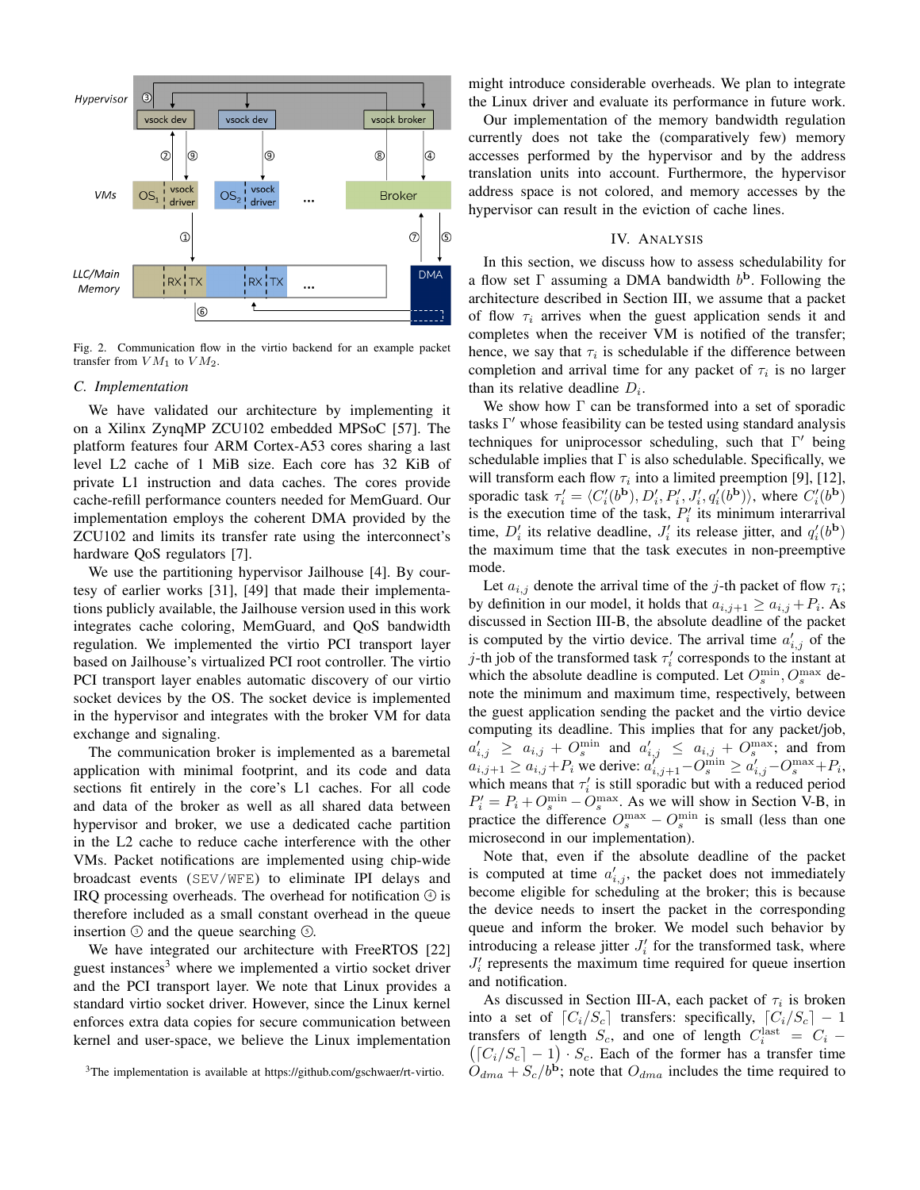Fig. 2. Communication flow in the virtio backend for an example packet transfer from $VM_1$ to $VM_2$.

### C. Implementation

We have validated our architecture by implementing it on a Xilinx ZynqMP ZCU102 embedded MPSoC [57]. The platform features four ARM Cortex-A53 cores sharing a last level L2 cache of 1 MiB size. Each core has 32 KiB of private L1 instruction and data caches. The cores provide cache-refill performance counters needed for MemGuard. Our implementation employs the coherent DMA provided by the ZCU102 and limits its transfer rate using the interconnect's hardware QoS regulators [7].

We use the partitioning hypervisor Jailhouse [4]. By courtesy of earlier works [31], [49] that made their implementations publicly available, the Jailhouse version used in this work integrates cache coloring, MemGuard, and QoS bandwidth regulation. We implemented the virtio PCI transport layer based on Jailhouse's virtualized PCI root controller. The virtio PCI transport layer enables automatic discovery of our virtio socket devices by the OS. The socket device is implemented in the hypervisor and integrates with the broker VM for data exchange and signaling.

The communication broker is implemented as a baremetal application with minimal footprint, and its code and data sections fit entirely in the core's L1 caches. For all code and data of the broker as well as all shared data between hypervisor and broker, we use a dedicated cache partition in the L2 cache to reduce cache interference with the other VMs. Packet notifications are implemented using chip-wide broadcast events (SEV/WFE) to eliminate IPI delays and IRQ processing overheads. The overhead for notification ④ is therefore included as a small constant overhead in the queue insertion ③ and the queue searching ⑤.

We have integrated our architecture with FreeRTOS [22] guest instances[3] where we implemented a virtio socket driver and the PCI transport layer. We note that Linux provides a standard virtio socket driver. However, since the Linux kernel enforces extra data copies for secure communication between kernel and user-space, we believe the Linux implementation might introduce considerable overheads. We plan to integrate the Linux driver and evaluate its performance in future work.

Our implementation of the memory bandwidth regulation currently does not take the (comparatively few) memory accesses performed by the hypervisor and by the address translation units into account. Furthermore, the hypervisor address space is not colored, and memory accesses by the hypervisor can result in the eviction of cache lines.

[3]The implementation is available at https://github.com/gschwaer/rt-virtio.

## IV. Analysis

In this section, we discuss how to assess schedulability for a flow set $\Gamma$ assuming a DMA bandwidth $b^{\mathbf{b}}$. Following the architecture described in Section III, we assume that a packet of flow $\tau_i$ arrives when the guest application sends it and completes when the receiver VM is notified of the transfer; hence, we say that $\tau_i$ is schedulable if the difference between completion and arrival time for any packet of $\tau_i$ is no larger than its relative deadline $D_i$.

We show how $\Gamma$ can be transformed into a set of sporadic tasks $\Gamma'$ whose feasibility can be tested using standard analysis techniques for uniprocessor scheduling, such that $\Gamma'$ being schedulable implies that $\Gamma$ is also schedulable. Specifically, we will transform each flow $\tau_i$ into a limited preemption [9], [12], sporadic task $\tau'_i = \langle C'_i(b^{\mathbf{b}}), D'_i, P'_i, J'_i, q'_i(b^{\mathbf{b}})\rangle$, where $C'_i(b^{\mathbf{b}})$ is the execution time of the task, $P'_i$ its minimum interarrival time, $D'_i$ its relative deadline, $J'_i$ its release jitter, and $q'_i(b^{\mathbf{b}})$ the maximum time that the task executes in non-preemptive mode.

Let $a_{i,j}$ denote the arrival time of the $j$-th packet of flow $\tau_i$; by definition in our model, it holds that $a_{i,j+1} \geq a_{i,j} + P_i$. As discussed in Section III-B, the absolute deadline of the packet is computed by the virtio device. The arrival time $a'_{i,j}$ of the $j$-th job of the transformed task $\tau'_i$ corresponds to the instant at which the absolute deadline is computed. Let $O_s^{\min}, O_s^{\max}$ denote the minimum and maximum time, respectively, between the guest application sending the packet and the virtio device computing its deadline. This implies that for any packet/job, $a'_{i,j} \geq a_{i,j} + O_s^{\min}$ and $a'_{i,j} \leq a_{i,j} + O_s^{\max}$; and from $a_{i,j+1} \geq a_{i,j} + P_i$ we derive: $a'_{i,j+1} - O_s^{\min} \geq a'_{i,j} - O_s^{\max} + P_i$, which means that $\tau'_i$ is still sporadic but with a reduced period $P'_i = P_i + O_s^{\min} - O_s^{\max}$. As we will show in Section V-B, in practice the difference $O_s^{\max} - O_s^{\min}$ is small (less than one microsecond in our implementation).

Note that, even if the absolute deadline of the packet is computed at time $a'_{i,j}$, the packet does not immediately become eligible for scheduling at the broker; this is because the device needs to insert the packet in the corresponding queue and inform the broker. We model such behavior by introducing a release jitter $J'_i$ for the transformed task, where $J'_i$ represents the maximum time required for queue insertion and notification.

As discussed in Section III-A, each packet of $\tau_i$ is broken into a set of $\lceil C_i/S_c \rceil$ transfers: specifically, $\lceil C_i/S_c \rceil - 1$ transfers of length $S_c$, and one of length $C_i^{\text{last}} = C_i - \left(\lceil C_i/S_c \rceil - 1\right) \cdot S_c$. Each of the former has a transfer time $O_{dma} + S_c/b^{\mathbf{b}}$; note that $O_{dma}$ includes the time required to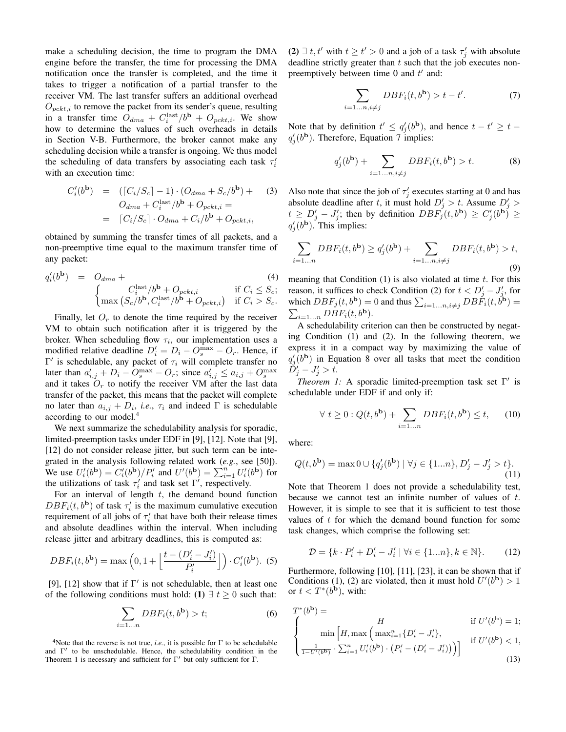make a scheduling decision, the time to program the DMA engine before the transfer, the time for processing the DMA notification once the transfer is completed, and the time it takes to trigger a notification of a partial transfer to the receiver VM. The last transfer suffers an additional overhead $O_{pckt,i}$ to remove the packet from its sender's queue, resulting in a transfer time $O_{dma} + C_i^{\text{last}}/b^{\mathbf{b}} + O_{pckt,i}$. We show how to determine the values of such overheads in details in Section V-B. Furthermore, the broker cannot make any scheduling decision while a transfer is ongoing. We thus model the scheduling of data transfers by associating each task $\tau_i'$ with an execution time:

$$
\begin{aligned}
C_i'(b^{\mathbf{b}}) &= (\lceil C_i/S_c \rceil - 1) \cdot (O_{dma} + S_c/b^{\mathbf{b}}) + \\
&\quad O_{dma} + C_i^{\text{last}}/b^{\mathbf{b}} + O_{pckt,i} = \\
&= \lceil C_i/S_c \rceil \cdot O_{dma} + C_i/b^{\mathbf{b}} + O_{pckt,i},
\end{aligned} \tag{3}
$$

obtained by summing the transfer times of all packets, and a non-preemptive time equal to the maximum transfer time of any packet:

$$
q_i'(b^{\mathbf{b}}) = O_{dma} + \begin{cases} C_i^{\text{last}}/b^{\mathbf{b}} + O_{pckt,i} & \text{if } C_i \le S_c; \\ \max\left(S_c/b^{\mathbf{b}}, C_i^{\text{last}}/b^{\mathbf{b}} + O_{pckt,i}\right) & \text{if } C_i > S_c. \end{cases} \tag{4}
$$

Finally, let $O_r$ to denote the time required by the receiver VM to obtain such notification after it is triggered by the broker. When scheduling flow $\tau_i$, our implementation uses a modified relative deadline $D_i' = D_i - O_s^{\max} - O_r$. Hence, if $\Gamma'$ is schedulable, any packet of $\tau_i$ will complete transfer no later than $a_{i,j}' + D_i - O_s^{\max} - O_r$; since $a_{i,j}' \le a_{i,j} + O_s^{\max}$ and it takes $O_r$ to notify the receiver VM after the last data transfer of the packet, this means that the packet will complete no later than $a_{i,j} + D_i$, *i.e.*, $\tau_i$ and indeed $\Gamma$ is schedulable according to our model.[4]

We next summarize the schedulability analysis for sporadic, limited-preemption tasks under EDF in [9], [12]. Note that [9], [12] do not consider release jitter, but such term can be integrated in the analysis following related work (*e.g.*, see [50]). We use $U_i'(b^{\mathbf{b}}) = C_i'(b^{\mathbf{b}})/P_i'$ and $U'(b^{\mathbf{b}}) = \sum_{i=1}^{n} U_i'(b^{\mathbf{b}})$ for the utilizations of task $\tau_i'$ and task set $\Gamma'$, respectively.

For an interval of length $t$, the demand bound function $DBF_i(t, b^{\mathbf{b}})$ of task $\tau_i'$ is the maximum cumulative execution requirement of all jobs of $\tau_i'$ that have both their release times and absolute deadlines within the interval. When including release jitter and arbitrary deadlines, this is computed as:

$$
DBF_i(t, b^{\mathbf{b}}) = \max\left(0, 1 + \left\lfloor \frac{t - (D_i' - J_i')}{P_i'} \right\rfloor\right) \cdot C_i'(b^{\mathbf{b}}). \tag{5}
$$

[9], [12] show that if $\Gamma'$ is not schedulable, then at least one of the following conditions must hold: **(1)** $\exists\ t \ge 0$ such that:

$$
\sum_{i=1...n} DBF_i(t, b^{\mathbf{b}}) > t; \tag{6}
$$

**(2)** $\exists\ t, t'$ with $t \ge t' > 0$ and a job of a task $\tau_j'$ with absolute deadline strictly greater than $t$ such that the job executes non-preemptively between time 0 and $t'$ and:

$$
\sum_{i=1...n, i \ne j} DBF_i(t, b^{\mathbf{b}}) > t - t'. \tag{7}
$$

Note that by definition $t' \le q_j'(b^{\mathbf{b}})$, and hence $t - t' \ge t - q_j'(b^{\mathbf{b}})$. Therefore, Equation 7 implies:

$$
q_j'(b^{\mathbf{b}}) + \sum_{i=1...n, i \ne j} DBF_i(t, b^{\mathbf{b}}) > t. \tag{8}
$$

Also note that since the job of $\tau_j'$ executes starting at 0 and has absolute deadline after $t$, it must hold $D_j' > t$. Assume $D_j' > t \ge D_j' - J_j'$; then by definition $DBF_j(t, b^{\mathbf{b}}) \ge C_j'(b^{\mathbf{b}}) \ge q_j'(b^{\mathbf{b}})$. This implies:

$$
\sum_{i=1...n} DBF_i(t, b^{\mathbf{b}}) \ge q_j'(b^{\mathbf{b}}) + \sum_{i=1...n, i \ne j} DBF_i(t, b^{\mathbf{b}}) > t, \tag{9}
$$

meaning that Condition (1) is also violated at time $t$. For this reason, it suffices to check Condition (2) for $t < D_j' - J_j'$, for which $DBF_j(t, b^{\mathbf{b}}) = 0$ and thus $\sum_{i=1...n, i \ne j} DBF_i(t, b^{\mathbf{b}}) = \sum_{i=1...n} DBF_i(t, b^{\mathbf{b}})$.

A schedulability criterion can then be constructed by negating Condition (1) and (2). In the following theorem, we express it in a compact way by maximizing the value of $q_j'(b^{\mathbf{b}})$ in Equation 8 over all tasks that meet the condition $D_j' - J_j' > t$.

*Theorem 1:* A sporadic limited-preemption task set $\Gamma'$ is schedulable under EDF if and only if:

$$
\forall\ t \ge 0 : Q(t, b^{\mathbf{b}}) + \sum_{i=1...n} DBF_i(t, b^{\mathbf{b}}) \le t, \tag{10}
$$

where:

$$
Q(t, b^{\mathbf{b}}) = \max 0 \cup \{q_j'(b^{\mathbf{b}}) \mid \forall j \in \{1...n\}, D_j' - J_j' > t\}. \tag{11}
$$

Note that Theorem 1 does not provide a schedulability test, because we cannot test an infinite number of values of $t$. However, it is simple to see that it is sufficient to test those values of $t$ for which the demand bound function for some task changes, which comprise the following set:

$$
\mathcal{D} = \{k \cdot P_i' + D_i' - J_i' \mid \forall i \in \{1...n\}, k \in \mathbb{N}\}. \tag{12}
$$

Furthermore, following [10], [11], [23], it can be shown that if Conditions (1), (2) are violated, then it must hold $U'(b^{\mathbf{b}}) > 1$ or $t < T^*(b^{\mathbf{b}})$, with:

$$
T^*(b^{\mathbf{b}}) = \begin{cases} H & \text{if } U'(b^{\mathbf{b}}) = 1; \\ \min\Big[H, \max\Big(\max_{i=1}^{n}\{D_i' - J_i'\}, & \\ \quad \frac{1}{1 - U'(b^{\mathbf{b}})} \cdot \sum_{i=1}^{n} U_i'(b^{\mathbf{b}}) \cdot \big(P_i' - (D_i' - J_i')\big)\Big)\Big] & \text{if } U'(b^{\mathbf{b}}) < 1, \end{cases} \tag{13}
$$

[4] Note that the reverse is not true, *i.e.*, it is possible for $\Gamma$ to be schedulable and $\Gamma'$ to be unschedulable. Hence, the schedulability condition in the Theorem 1 is necessary and sufficient for $\Gamma'$ but only sufficient for $\Gamma$.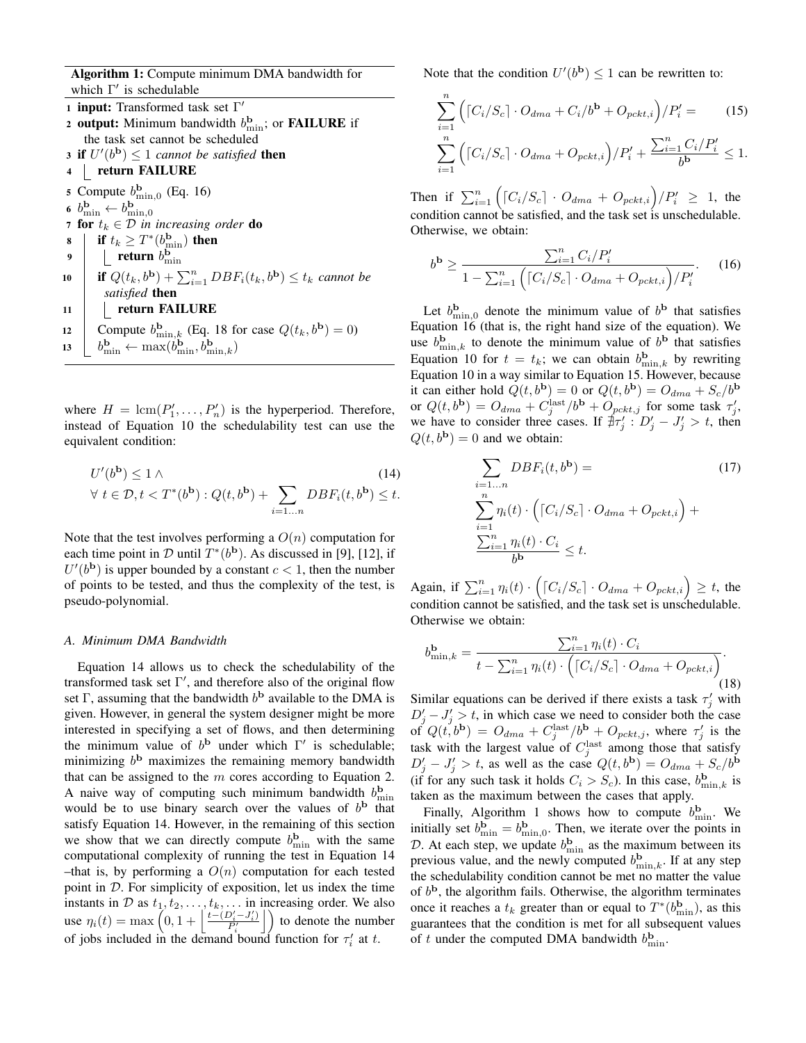**Algorithm 1:** Compute minimum DMA bandwidth for which $\Gamma'$ is schedulable

```
1  input: Transformed task set Γ'
2  output: Minimum bandwidth b^b_min; or FAILURE if
     the task set cannot be scheduled
3  if U'(b^b) ≤ 1 cannot be satisfied then
4  |  return FAILURE
5  Compute b^b_min,0 (Eq. 16)
6  b^b_min ← b^b_min,0
7  for t_k ∈ D in increasing order do
8  |  if t_k ≥ T*(b^b_min) then
9  |  |  return b^b_min
10 |  if Q(t_k, b^b) + Σ_{i=1}^n DBF_i(t_k, b^b) ≤ t_k cannot be
   |    satisfied then
11 |  |  return FAILURE
12 |  Compute b^b_min,k (Eq. 18 for case Q(t_k, b^b) = 0)
13 |  b^b_min ← max(b^b_min, b^b_min,k)
```

where $H = \mathrm{lcm}(P'_1, \ldots, P'_n)$ is the hyperperiod. Therefore, instead of Equation 10 the schedulability test can use the equivalent condition:

$$U'(b^{\mathbf{b}}) \leq 1 \wedge \qquad (14)$$
$$\forall\ t \in \mathcal{D}, t < T^*(b^{\mathbf{b}}) : Q(t, b^{\mathbf{b}}) + \sum_{i=1 \ldots n} DBF_i(t, b^{\mathbf{b}}) \leq t.$$

Note that the test involves performing a $O(n)$ computation for each time point in $\mathcal{D}$ until $T^*(b^{\mathbf{b}})$. As discussed in [9], [12], if $U'(b^{\mathbf{b}})$ is upper bounded by a constant $c < 1$, then the number of points to be tested, and thus the complexity of the test, is pseudo-polynomial.

### A. Minimum DMA Bandwidth

Equation 14 allows us to check the schedulability of the transformed task set $\Gamma'$, and therefore also of the original flow set $\Gamma$, assuming that the bandwidth $b^{\mathbf{b}}$ available to the DMA is given. However, in general the system designer might be more interested in specifying a set of flows, and then determining the minimum value of $b^{\mathbf{b}}$ under which $\Gamma'$ is schedulable; minimizing $b^{\mathbf{b}}$ maximizes the remaining memory bandwidth that can be assigned to the $m$ cores according to Equation 2. A naive way of computing such minimum bandwidth $b^{\mathbf{b}}_{\min}$ would be to use binary search over the values of $b^{\mathbf{b}}$ that satisfy Equation 14. However, in the remaining of this section we show that we can directly compute $b^{\mathbf{b}}_{\min}$ with the same computational complexity of running the test in Equation 14 –that is, by performing a $O(n)$ computation for each tested point in $\mathcal{D}$. For simplicity of exposition, let us index the time instants in $\mathcal{D}$ as $t_1, t_2, \ldots, t_k, \ldots$ in increasing order. We also use $\eta_i(t) = \max\left(0, 1 + \left\lfloor \frac{t-(D'_i - J'_i)}{P'_i} \right\rfloor\right)$ to denote the number of jobs included in the demand bound function for $\tau'_i$ at $t$.

Note that the condition $U'(b^{\mathbf{b}}) \leq 1$ can be rewritten to:

$$\sum_{i=1}^{n} \Big(\lceil C_i/S_c \rceil \cdot O_{dma} + C_i/b^{\mathbf{b}} + O_{pckt,i}\Big)/P'_i = \qquad (15)$$
$$\sum_{i=1}^{n} \Big(\lceil C_i/S_c \rceil \cdot O_{dma} + O_{pckt,i}\Big)/P'_i + \frac{\sum_{i=1}^{n} C_i/P'_i}{b^{\mathbf{b}}} \leq 1.$$

Then if $\sum_{i=1}^{n} \Big(\lceil C_i/S_c \rceil \cdot O_{dma} + O_{pckt,i}\Big)/P'_i \geq 1$, the condition cannot be satisfied, and the task set is unschedulable. Otherwise, we obtain:

$$b^{\mathbf{b}} \geq \frac{\sum_{i=1}^{n} C_i/P'_i}{1 - \sum_{i=1}^{n} \Big(\lceil C_i/S_c \rceil \cdot O_{dma} + O_{pckt,i}\Big)/P'_i}. \qquad (16)$$

Let $b^{\mathbf{b}}_{\min,0}$ denote the minimum value of $b^{\mathbf{b}}$ that satisfies Equation 16 (that is, the right hand size of the equation). We use $b^{\mathbf{b}}_{\min,k}$ to denote the minimum value of $b^{\mathbf{b}}$ that satisfies Equation 10 for $t = t_k$; we can obtain $b^{\mathbf{b}}_{\min,k}$ by rewriting Equation 10 in a way similar to Equation 15. However, because it can either hold $Q(t, b^{\mathbf{b}}) = 0$ or $Q(t, b^{\mathbf{b}}) = O_{dma} + S_c/b^{\mathbf{b}}$ or $Q(t, b^{\mathbf{b}}) = O_{dma} + C^{\text{last}}_j/b^{\mathbf{b}} + O_{pckt,j}$ for some task $\tau'_j$, we have to consider three cases. If $\nexists \tau'_j : D'_j - J'_j > t$, then $Q(t, b^{\mathbf{b}}) = 0$ and we obtain:

$$\sum_{i=1 \ldots n} DBF_i(t, b^{\mathbf{b}}) = \qquad (17)$$
$$\sum_{i=1}^{n} \eta_i(t) \cdot \Big(\lceil C_i/S_c \rceil \cdot O_{dma} + O_{pckt,i}\Big) +$$
$$\frac{\sum_{i=1}^{n} \eta_i(t) \cdot C_i}{b^{\mathbf{b}}} \leq t.$$

Again, if $\sum_{i=1}^{n} \eta_i(t) \cdot \Big(\lceil C_i/S_c \rceil \cdot O_{dma} + O_{pckt,i}\Big) \geq t$, the condition cannot be satisfied, and the task set is unschedulable. Otherwise we obtain:

$$b^{\mathbf{b}}_{\min,k} = \frac{\sum_{i=1}^{n} \eta_i(t) \cdot C_i}{t - \sum_{i=1}^{n} \eta_i(t) \cdot \Big(\lceil C_i/S_c \rceil \cdot O_{dma} + O_{pckt,i}\Big)}. \qquad (18)$$

Similar equations can be derived if there exists a task $\tau'_j$ with $D'_j - J'_j > t$, in which case we need to consider both the case of $Q(t, b^{\mathbf{b}}) = O_{dma} + C^{\text{last}}_j/b^{\mathbf{b}} + O_{pckt,j}$, where $\tau'_j$ is the task with the largest value of $C^{\text{last}}_j$ among those that satisfy $D'_j - J'_j > t$, as well as the case $Q(t, b^{\mathbf{b}}) = O_{dma} + S_c/b^{\mathbf{b}}$ (if for any such task it holds $C_i > S_c$). In this case, $b^{\mathbf{b}}_{\min,k}$ is taken as the maximum between the cases that apply.

Finally, Algorithm 1 shows how to compute $b^{\mathbf{b}}_{\min}$. We initially set $b^{\mathbf{b}}_{\min} = b^{\mathbf{b}}_{\min,0}$. Then, we iterate over the points in $\mathcal{D}$. At each step, we update $b^{\mathbf{b}}_{\min}$ as the maximum between its previous value, and the newly computed $b^{\mathbf{b}}_{\min,k}$. If at any step the schedulability condition cannot be met no matter the value of $b^{\mathbf{b}}$, the algorithm fails. Otherwise, the algorithm terminates once it reaches a $t_k$ greater than or equal to $T^*(b^{\mathbf{b}}_{\min})$, as this guarantees that the condition is met for all subsequent values of $t$ under the computed DMA bandwidth $b^{\mathbf{b}}_{\min}$.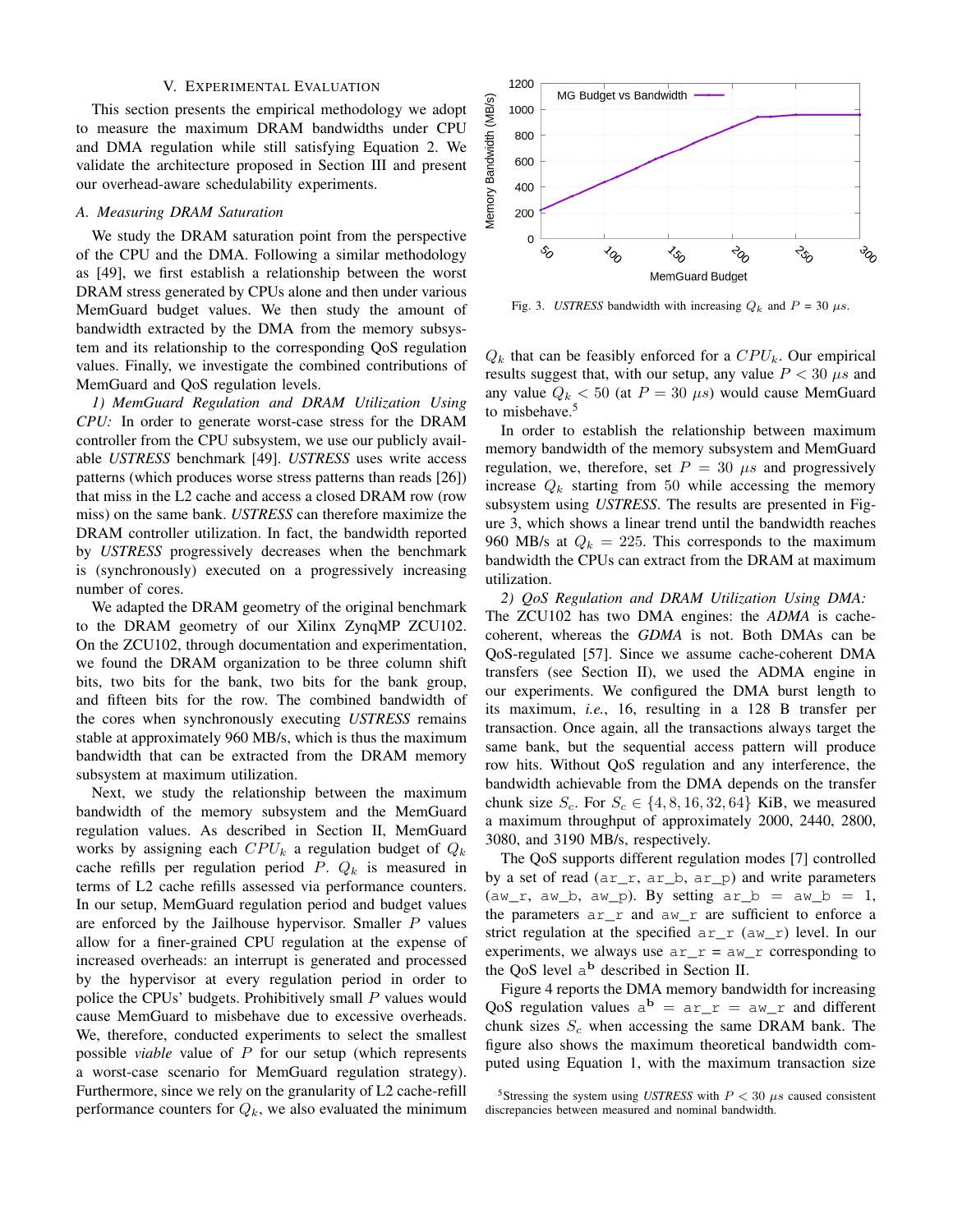## V. Experimental Evaluation

This section presents the empirical methodology we adopt to measure the maximum DRAM bandwidths under CPU and DMA regulation while still satisfying Equation 2. We validate the architecture proposed in Section III and present our overhead-aware schedulability experiments.

### A. Measuring DRAM Saturation

We study the DRAM saturation point from the perspective of the CPU and the DMA. Following a similar methodology as [49], we first establish a relationship between the worst DRAM stress generated by CPUs alone and then under various MemGuard budget values. We then study the amount of bandwidth extracted by the DMA from the memory subsystem and its relationship to the corresponding QoS regulation values. Finally, we investigate the combined contributions of MemGuard and QoS regulation levels.

*1) MemGuard Regulation and DRAM Utilization Using CPU:* In order to generate worst-case stress for the DRAM controller from the CPU subsystem, we use our publicly available *USTRESS* benchmark [49]. *USTRESS* uses write access patterns (which produces worse stress patterns than reads [26]) that miss in the L2 cache and access a closed DRAM row (row miss) on the same bank. *USTRESS* can therefore maximize the DRAM controller utilization. In fact, the bandwidth reported by *USTRESS* progressively decreases when the benchmark is (synchronously) executed on a progressively increasing number of cores.

We adapted the DRAM geometry of the original benchmark to the DRAM geometry of our Xilinx ZynqMP ZCU102. On the ZCU102, through documentation and experimentation, we found the DRAM organization to be three column shift bits, two bits for the bank, two bits for the bank group, and fifteen bits for the row. The combined bandwidth of the cores when synchronously executing *USTRESS* remains stable at approximately 960 MB/s, which is thus the maximum bandwidth that can be extracted from the DRAM memory subsystem at maximum utilization.

Next, we study the relationship between the maximum bandwidth of the memory subsystem and the MemGuard regulation values. As described in Section II, MemGuard works by assigning each $CPU_k$ a regulation budget of $Q_k$ cache refills per regulation period $P$. $Q_k$ is measured in terms of L2 cache refills assessed via performance counters. In our setup, MemGuard regulation period and budget values are enforced by the Jailhouse hypervisor. Smaller $P$ values allow for a finer-grained CPU regulation at the expense of increased overheads: an interrupt is generated and processed by the hypervisor at every regulation period in order to police the CPUs' budgets. Prohibitively small $P$ values would cause MemGuard to misbehave due to excessive overheads. We, therefore, conducted experiments to select the smallest possible *viable* value of $P$ for our setup (which represents a worst-case scenario for MemGuard regulation strategy). Furthermore, since we rely on the granularity of L2 cache-refill performance counters for $Q_k$, we also evaluated the minimum $Q_k$ that can be feasibly enforced for a $CPU_k$. Our empirical results suggest that, with our setup, any value $P < 30$ $\mu s$ and any value $Q_k < 50$ (at $P = 30$ $\mu s$) would cause MemGuard to misbehave.[5]

Fig. 3. *USTRESS* bandwidth with increasing $Q_k$ and $P$ = 30 $\mu s$.

In order to establish the relationship between maximum memory bandwidth of the memory subsystem and MemGuard regulation, we, therefore, set $P = 30$ $\mu s$ and progressively increase $Q_k$ starting from 50 while accessing the memory subsystem using *USTRESS*. The results are presented in Figure 3, which shows a linear trend until the bandwidth reaches 960 MB/s at $Q_k = 225$. This corresponds to the maximum bandwidth the CPUs can extract from the DRAM at maximum utilization.

*2) QoS Regulation and DRAM Utilization Using DMA:* The ZCU102 has two DMA engines: the *ADMA* is cache-coherent, whereas the *GDMA* is not. Both DMAs can be QoS-regulated [57]. Since we assume cache-coherent DMA transfers (see Section II), we used the ADMA engine in our experiments. We configured the DMA burst length to its maximum, *i.e.*, 16, resulting in a 128 B transfer per transaction. Once again, all the transactions always target the same bank, but the sequential access pattern will produce row hits. Without QoS regulation and any interference, the bandwidth achievable from the DMA depends on the transfer chunk size $S_c$. For $S_c \in \{4, 8, 16, 32, 64\}$ KiB, we measured a maximum throughput of approximately 2000, 2440, 2800, 3080, and 3190 MB/s, respectively.

The QoS supports different regulation modes [7] controlled by a set of read (`ar_r`, `ar_b`, `ar_p`) and write parameters (`aw_r`, `aw_b`, `aw_p`). By setting `ar_b` = `aw_b` = 1, the parameters `ar_r` and `aw_r` are sufficient to enforce a strict regulation at the specified `ar_r` (`aw_r`) level. In our experiments, we always use `ar_r` = `aw_r` corresponding to the QoS level $\mathtt{a}^{\mathbf{b}}$ described in Section II.

Figure 4 reports the DMA memory bandwidth for increasing QoS regulation values $\mathtt{a}^{\mathbf{b}}$ = `ar_r` = `aw_r` and different chunk sizes $S_c$ when accessing the same DRAM bank. The figure also shows the maximum theoretical bandwidth computed using Equation 1, with the maximum transaction size

[5]Stressing the system using *USTRESS* with $P < 30$ $\mu s$ caused consistent discrepancies between measured and nominal bandwidth.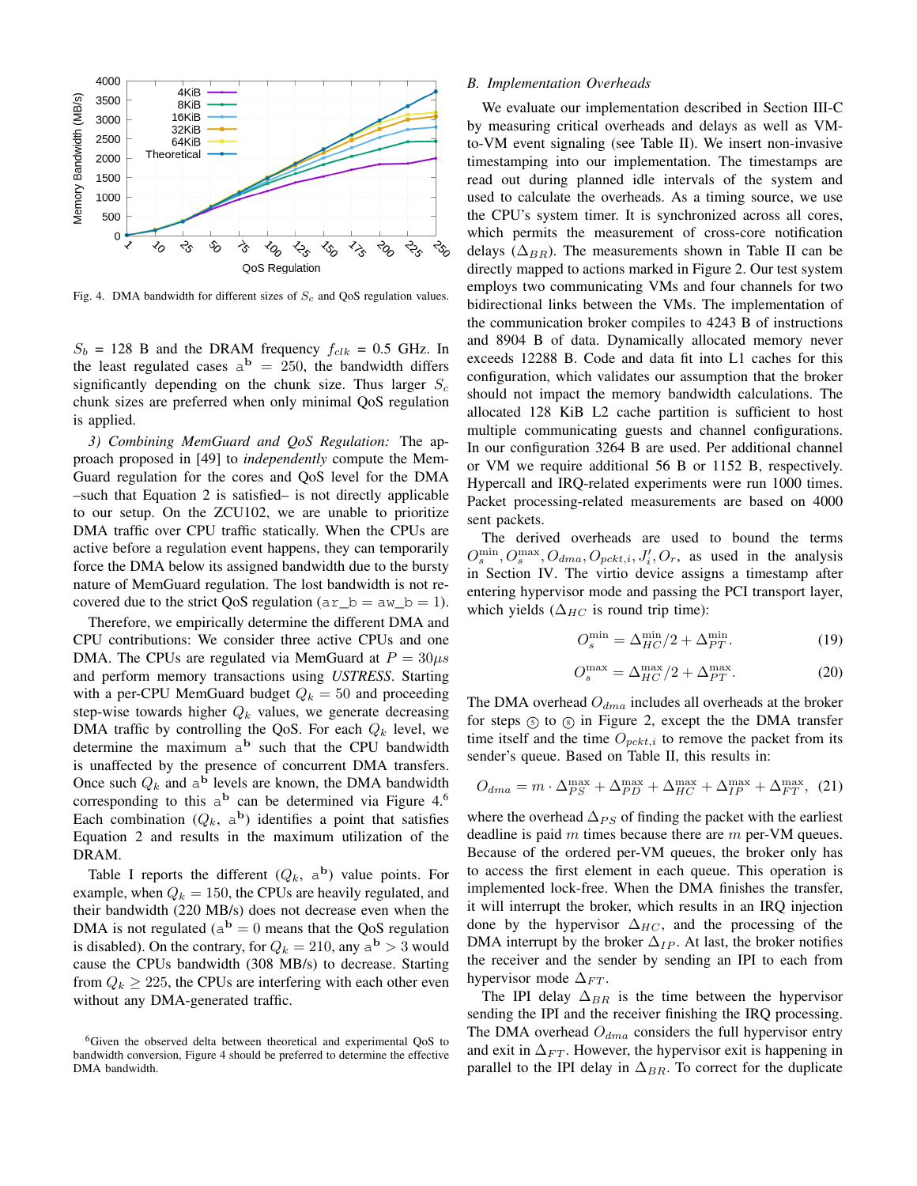Fig. 4. DMA bandwidth for different sizes of $S_c$ and QoS regulation values.

$S_b$ = 128 B and the DRAM frequency $f_{clk}$ = 0.5 GHz. In the least regulated cases $\mathtt{a}^{\mathbf{b}}$ = 250, the bandwidth differs significantly depending on the chunk size. Thus larger $S_c$ chunk sizes are preferred when only minimal QoS regulation is applied.

*3) Combining MemGuard and QoS Regulation:* The approach proposed in [49] to *independently* compute the MemGuard regulation for the cores and QoS level for the DMA –such that Equation 2 is satisfied– is not directly applicable to our setup. On the ZCU102, we are unable to prioritize DMA traffic over CPU traffic statically. When the CPUs are active before a regulation event happens, they can temporarily force the DMA below its assigned bandwidth due to the bursty nature of MemGuard regulation. The lost bandwidth is not recovered due to the strict QoS regulation (`ar_b = aw_b = 1`).

Therefore, we empirically determine the different DMA and CPU contributions: We consider three active CPUs and one DMA. The CPUs are regulated via MemGuard at $P = 30\mu s$ and perform memory transactions using *USTRESS*. Starting with a per-CPU MemGuard budget $Q_k = 50$ and proceeding step-wise towards higher $Q_k$ values, we generate decreasing DMA traffic by controlling the QoS. For each $Q_k$ level, we determine the maximum $\mathtt{a}^{\mathbf{b}}$ such that the CPU bandwidth is unaffected by the presence of concurrent DMA transfers. Once such $Q_k$ and $\mathtt{a}^{\mathbf{b}}$ levels are known, the DMA bandwidth corresponding to this $\mathtt{a}^{\mathbf{b}}$ can be determined via Figure 4.[6] Each combination ($Q_k$, $\mathtt{a}^{\mathbf{b}}$) identifies a point that satisfies Equation 2 and results in the maximum utilization of the DRAM.

Table I reports the different ($Q_k$, $\mathtt{a}^{\mathbf{b}}$) value points. For example, when $Q_k = 150$, the CPUs are heavily regulated, and their bandwidth (220 MB/s) does not decrease even when the DMA is not regulated ($\mathtt{a}^{\mathbf{b}} = 0$ means that the QoS regulation is disabled). On the contrary, for $Q_k = 210$, any $\mathtt{a}^{\mathbf{b}} > 3$ would cause the CPUs bandwidth (308 MB/s) to decrease. Starting from $Q_k \geq 225$, the CPUs are interfering with each other even without any DMA-generated traffic.

[6]Given the observed delta between theoretical and experimental QoS to bandwidth conversion, Figure 4 should be preferred to determine the effective DMA bandwidth.

### B. Implementation Overheads

We evaluate our implementation described in Section III-C by measuring critical overheads and delays as well as VM-to-VM event signaling (see Table II). We insert non-invasive timestamping into our implementation. The timestamps are read out during planned idle intervals of the system and used to calculate the overheads. As a timing source, we use the CPU's system timer. It is synchronized across all cores, which permits the measurement of cross-core notification delays ($\Delta_{BR}$). The measurements shown in Table II can be directly mapped to actions marked in Figure 2. Our test system employs two communicating VMs and four channels for two bidirectional links between the VMs. The implementation of the communication broker compiles to 4243 B of instructions and 8904 B of data. Dynamically allocated memory never exceeds 12288 B. Code and data fit into L1 caches for this configuration, which validates our assumption that the broker should not impact the memory bandwidth calculations. The allocated 128 KiB L2 cache partition is sufficient to host multiple communicating guests and channel configurations. In our configuration 3264 B are used. Per additional channel or VM we require additional 56 B or 1152 B, respectively. Hypercall and IRQ-related experiments were run 1000 times. Packet processing-related measurements are based on 4000 sent packets.

The derived overheads are used to bound the terms $O_s^{\min}, O_s^{\max}, O_{dma}, O_{pckt,i}, J_i', O_r$, as used in the analysis in Section IV. The virtio device assigns a timestamp after entering hypervisor mode and passing the PCI transport layer, which yields ($\Delta_{HC}$ is round trip time):

$$O_s^{\min} = \Delta_{HC}^{\min}/2 + \Delta_{PT}^{\min}. \tag{19}$$

$$O_s^{\max} = \Delta_{HC}^{\max}/2 + \Delta_{PT}^{\max}. \tag{20}$$

The DMA overhead $O_{dma}$ includes all overheads at the broker for steps ⑤ to ⑧ in Figure 2, except the the DMA transfer time itself and the time $O_{pckt,i}$ to remove the packet from its sender's queue. Based on Table II, this results in:

$$O_{dma} = m \cdot \Delta_{PS}^{\max} + \Delta_{PD}^{\max} + \Delta_{HC}^{\max} + \Delta_{IP}^{\max} + \Delta_{FT}^{\max}, \tag{21}$$

where the overhead $\Delta_{PS}$ of finding the packet with the earliest deadline is paid $m$ times because there are $m$ per-VM queues. Because of the ordered per-VM queues, the broker only has to access the first element in each queue. This operation is implemented lock-free. When the DMA finishes the transfer, it will interrupt the broker, which results in an IRQ injection done by the hypervisor $\Delta_{HC}$, and the processing of the DMA interrupt by the broker $\Delta_{IP}$. At last, the broker notifies the receiver and the sender by sending an IPI to each from hypervisor mode $\Delta_{FT}$.

The IPI delay $\Delta_{BR}$ is the time between the hypervisor sending the IPI and the receiver finishing the IRQ processing. The DMA overhead $O_{dma}$ considers the full hypervisor entry and exit in $\Delta_{FT}$. However, the hypervisor exit is happening in parallel to the IPI delay in $\Delta_{BR}$. To correct for the duplicate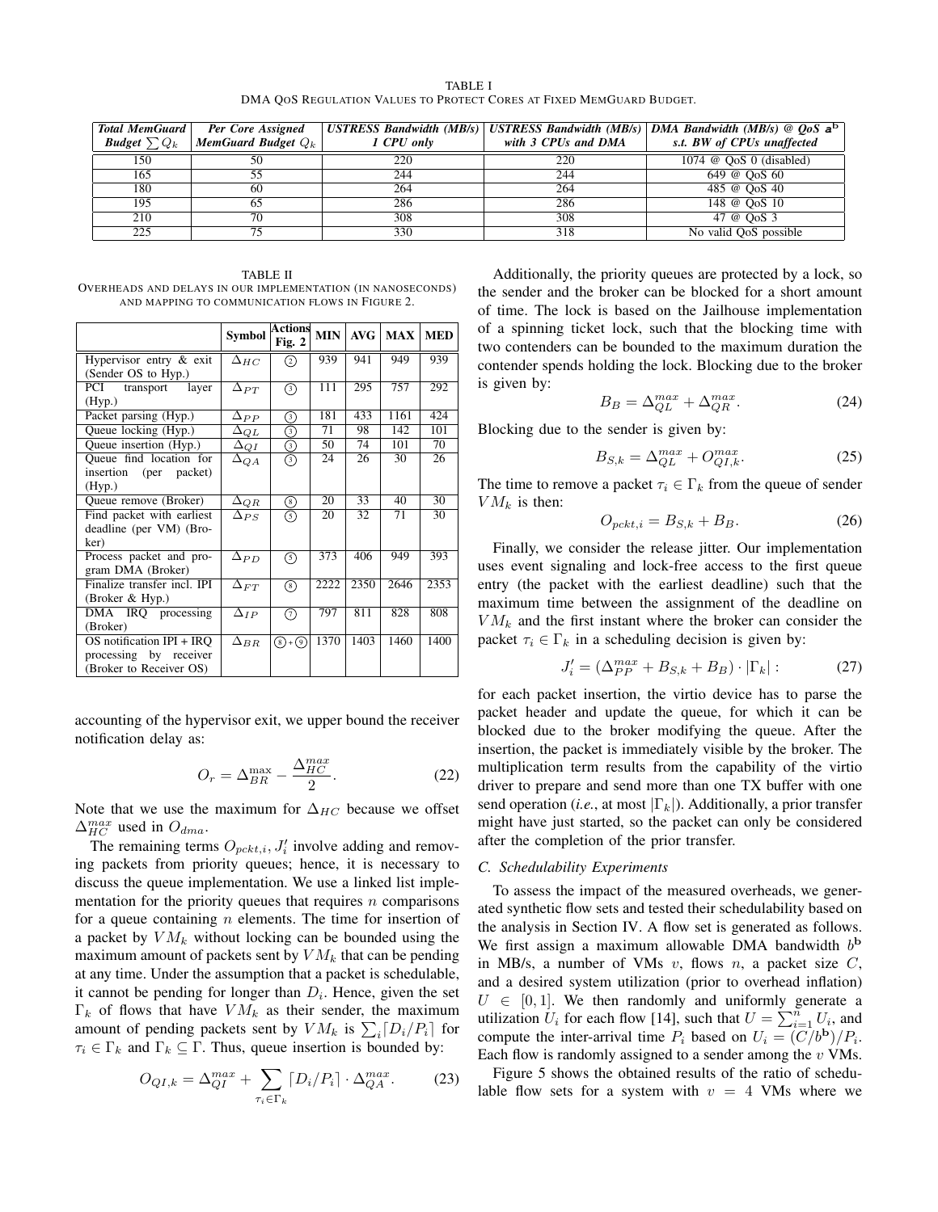TABLE I
DMA QoS REGULATION VALUES TO PROTECT CORES AT FIXED MEMGUARD BUDGET.

| *Total MemGuard Budget* $\sum Q_k$ | *Per Core Assigned MemGuard Budget* $Q_k$ | *USTRESS Bandwidth (MB/s) 1 CPU only* | *USTRESS Bandwidth (MB/s) with 3 CPUs and DMA* | *DMA Bandwidth (MB/s) @ QoS* $a^{\mathbf{b}}$ *s.t. BW of CPUs unaffected* |
|---|---|---|---|---|
| 150 | 50 | 220 | 220 | 1074 @ QoS 0 (disabled) |
| 165 | 55 | 244 | 244 | 649 @ QoS 60 |
| 180 | 60 | 264 | 264 | 485 @ QoS 40 |
| 195 | 65 | 286 | 286 | 148 @ QoS 10 |
| 210 | 70 | 308 | 308 | 47 @ QoS 3 |
| 225 | 75 | 330 | 318 | No valid QoS possible |

TABLE II
OVERHEADS AND DELAYS IN OUR IMPLEMENTATION (IN NANOSECONDS) AND MAPPING TO COMMUNICATION FLOWS IN FIGURE 2.

| | Symbol | Actions Fig. 2 | MIN | AVG | MAX | MED |
|---|---|---|---|---|---|---|
| Hypervisor entry & exit (Sender OS to Hyp.) | $\Delta_{HC}$ | ② | 939 | 941 | 949 | 939 |
| PCI transport layer (Hyp.) | $\Delta_{PT}$ | ③ | 111 | 295 | 757 | 292 |
| Packet parsing (Hyp.) | $\Delta_{PP}$ | ③ | 181 | 433 | 1161 | 424 |
| Queue locking (Hyp.) | $\Delta_{QL}$ | ③ | 71 | 98 | 142 | 101 |
| Queue insertion (Hyp.) | $\Delta_{QI}$ | ③ | 50 | 74 | 101 | 70 |
| Queue find location for insertion (per packet) (Hyp.) | $\Delta_{QA}$ | ③ | 24 | 26 | 30 | 26 |
| Queue remove (Broker) | $\Delta_{QR}$ | ⑧ | 20 | 33 | 40 | 30 |
| Find packet with earliest deadline (per VM) (Broker) | $\Delta_{PS}$ | ⑤ | 20 | 32 | 71 | 30 |
| Process packet and program DMA (Broker) | $\Delta_{PD}$ | ⑤ | 373 | 406 | 949 | 393 |
| Finalize transfer incl. IPI (Broker & Hyp.) | $\Delta_{FT}$ | ⑧ | 2222 | 2350 | 2646 | 2353 |
| DMA IRQ processing (Broker) | $\Delta_{IP}$ | ⑦ | 797 | 811 | 828 | 808 |
| OS notification IPI + IRQ processing by receiver (Broker to Receiver OS) | $\Delta_{BR}$ | ⑧+⑨ | 1370 | 1403 | 1460 | 1400 |

accounting of the hypervisor exit, we upper bound the receiver notification delay as:

$$O_r = \Delta_{BR}^{\max} - \frac{\Delta_{HC}^{max}}{2}. \tag{22}$$

Note that we use the maximum for $\Delta_{HC}$ because we offset $\Delta_{HC}^{max}$ used in $O_{dma}$.

The remaining terms $O_{pckt,i}, J_i'$ involve adding and removing packets from priority queues; hence, it is necessary to discuss the queue implementation. We use a linked list implementation for the priority queues that requires $n$ comparisons for a queue containing $n$ elements. The time for insertion of a packet by $VM_k$ without locking can be bounded using the maximum amount of packets sent by $VM_k$ that can be pending at any time. Under the assumption that a packet is schedulable, it cannot be pending for longer than $D_i$. Hence, given the set $\Gamma_k$ of flows that have $VM_k$ as their sender, the maximum amount of pending packets sent by $VM_k$ is $\sum_i \lceil D_i/P_i \rceil$ for $\tau_i \in \Gamma_k$ and $\Gamma_k \subseteq \Gamma$. Thus, queue insertion is bounded by:

$$O_{QI,k} = \Delta_{QI}^{max} + \sum_{\tau_i \in \Gamma_k} \lceil D_i/P_i \rceil \cdot \Delta_{QA}^{max}. \tag{23}$$

Additionally, the priority queues are protected by a lock, so the sender and the broker can be blocked for a short amount of time. The lock is based on the Jailhouse implementation of a spinning ticket lock, such that the blocking time with two contenders can be bounded to the maximum duration the contender spends holding the lock. Blocking due to the broker is given by:

$$B_B = \Delta_{QL}^{max} + \Delta_{QR}^{max}. \tag{24}$$

Blocking due to the sender is given by:

$$B_{S,k} = \Delta_{QL}^{max} + O_{QI,k}^{max}. \tag{25}$$

The time to remove a packet $\tau_i \in \Gamma_k$ from the queue of sender $VM_k$ is then:

$$O_{pckt,i} = B_{S,k} + B_B. \tag{26}$$

Finally, we consider the release jitter. Our implementation uses event signaling and lock-free access to the first queue entry (the packet with the earliest deadline) such that the maximum time between the assignment of the deadline on $VM_k$ and the first instant where the broker can consider the packet $\tau_i \in \Gamma_k$ in a scheduling decision is given by:

$$J_i' = (\Delta_{PP}^{max} + B_{S,k} + B_B) \cdot |\Gamma_k| : \tag{27}$$

for each packet insertion, the virtio device has to parse the packet header and update the queue, for which it can be blocked due to the broker modifying the queue. After the insertion, the packet is immediately visible by the broker. The multiplication term results from the capability of the virtio driver to prepare and send more than one TX buffer with one send operation (*i.e.*, at most $|\Gamma_k|$). Additionally, a prior transfer might have just started, so the packet can only be considered after the completion of the prior transfer.

### C. Schedulability Experiments

To assess the impact of the measured overheads, we generated synthetic flow sets and tested their schedulability based on the analysis in Section IV. A flow set is generated as follows. We first assign a maximum allowable DMA bandwidth $b^{\mathbf{b}}$ in MB/s, a number of VMs $v$, flows $n$, a packet size $C$, and a desired system utilization (prior to overhead inflation) $U \in [0, 1]$. We then randomly and uniformly generate a utilization $U_i$ for each flow [14], such that $U = \sum_{i=1}^{n} U_i$, and compute the inter-arrival time $P_i$ based on $U_i = (C/b^{\mathbf{b}})/P_i$. Each flow is randomly assigned to a sender among the $v$ VMs.

Figure 5 shows the obtained results of the ratio of schedulable flow sets for a system with $v = 4$ VMs where we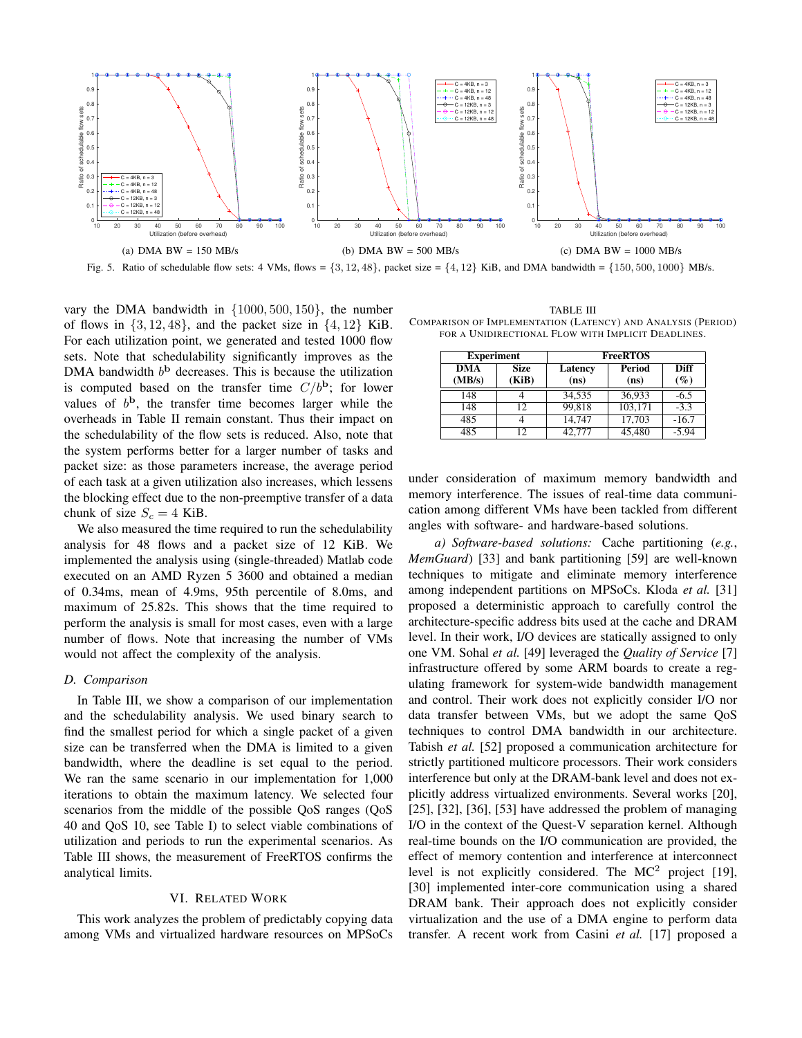(a) DMA BW = 150 MB/s

(b) DMA BW = 500 MB/s

(c) DMA BW = 1000 MB/s

Fig. 5. Ratio of schedulable flow sets: 4 VMs, flows = $\{3, 12, 48\}$, packet size = $\{4, 12\}$ KiB, and DMA bandwidth = $\{150, 500, 1000\}$ MB/s.

vary the DMA bandwidth in $\{1000, 500, 150\}$, the number of flows in $\{3, 12, 48\}$, and the packet size in $\{4, 12\}$ KiB. For each utilization point, we generated and tested 1000 flow sets. Note that schedulability significantly improves as the DMA bandwidth $b^{\mathbf{b}}$ decreases. This is because the utilization is computed based on the transfer time $C/b^{\mathbf{b}}$; for lower values of $b^{\mathbf{b}}$, the transfer time becomes larger while the overheads in Table II remain constant. Thus their impact on the schedulability of the flow sets is reduced. Also, note that the system performs better for a larger number of tasks and packet size: as those parameters increase, the average period of each task at a given utilization also increases, which lessens the blocking effect due to the non-preemptive transfer of a data chunk of size $S_c = 4$ KiB.

We also measured the time required to run the schedulability analysis for 48 flows and a packet size of 12 KiB. We implemented the analysis using (single-threaded) Matlab code executed on an AMD Ryzen 5 3600 and obtained a median of 0.34ms, mean of 4.9ms, 95th percentile of 8.0ms, and maximum of 25.82s. This shows that the time required to perform the analysis is small for most cases, even with a large number of flows. Note that increasing the number of VMs would not affect the complexity of the analysis.

### D. Comparison

In Table III, we show a comparison of our implementation and the schedulability analysis. We used binary search to find the smallest period for which a single packet of a given size can be transferred when the DMA is limited to a given bandwidth, where the deadline is set equal to the period. We ran the same scenario in our implementation for 1,000 iterations to obtain the maximum latency. We selected four scenarios from the middle of the possible QoS ranges (QoS 40 and QoS 10, see Table I) to select viable combinations of utilization and periods to run the experimental scenarios. As Table III shows, the measurement of FreeRTOS confirms the analytical limits.

TABLE III
COMPARISON OF IMPLEMENTATION (LATENCY) AND ANALYSIS (PERIOD) FOR A UNIDIRECTIONAL FLOW WITH IMPLICIT DEADLINES.

| **Experiment** | | **FreeRTOS** | | |
|---|---|---|---|---|
| **DMA (MB/s)** | **Size (KiB)** | **Latency (ns)** | **Period (ns)** | **Diff (%)** |
| 148 | 4 | 34,535 | 36,933 | -6.5 |
| 148 | 12 | 99,818 | 103,171 | -3.3 |
| 485 | 4 | 14,747 | 17,703 | -16.7 |
| 485 | 12 | 42,777 | 45,480 | -5.94 |

## VI. Related Work

This work analyzes the problem of predictably copying data among VMs and virtualized hardware resources on MPSoCs under consideration of maximum memory bandwidth and memory interference. The issues of real-time data communication among different VMs have been tackled from different angles with software- and hardware-based solutions.

*a) Software-based solutions:* Cache partitioning (*e.g.*, *MemGuard*) [33] and bank partitioning [59] are well-known techniques to mitigate and eliminate memory interference among independent partitions on MPSoCs. Kloda *et al.* [31] proposed a deterministic approach to carefully control the architecture-specific address bits used at the cache and DRAM level. In their work, I/O devices are statically assigned to only one VM. Sohal *et al.* [49] leveraged the *Quality of Service* [7] infrastructure offered by some ARM boards to create a regulating framework for system-wide bandwidth management and control. Their work does not explicitly consider I/O nor data transfer between VMs, but we adopt the same QoS techniques to control DMA bandwidth in our architecture. Tabish *et al.* [52] proposed a communication architecture for strictly partitioned multicore processors. Their work considers interference but only at the DRAM-bank level and does not explicitly address virtualized environments. Several works [20], [25], [32], [36], [53] have addressed the problem of managing I/O in the context of the Quest-V separation kernel. Although real-time bounds on the I/O communication are provided, the effect of memory contention and interference at interconnect level is not explicitly considered. The MC$^2$ project [19], [30] implemented inter-core communication using a shared DRAM bank. Their approach does not explicitly consider virtualization and the use of a DMA engine to perform data transfer. A recent work from Casini *et al.* [17] proposed a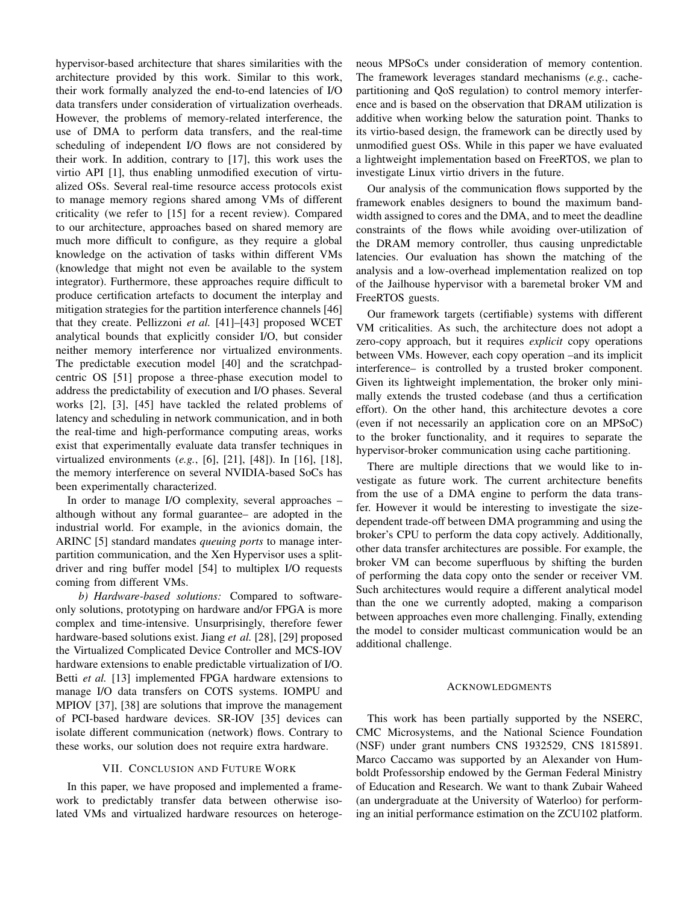hypervisor-based architecture that shares similarities with the architecture provided by this work. Similar to this work, their work formally analyzed the end-to-end latencies of I/O data transfers under consideration of virtualization overheads. However, the problems of memory-related interference, the use of DMA to perform data transfers, and the real-time scheduling of independent I/O flows are not considered by their work. In addition, contrary to [17], this work uses the virtio API [1], thus enabling unmodified execution of virtualized OSs. Several real-time resource access protocols exist to manage memory regions shared among VMs of different criticality (we refer to [15] for a recent review). Compared to our architecture, approaches based on shared memory are much more difficult to configure, as they require a global knowledge on the activation of tasks within different VMs (knowledge that might not even be available to the system integrator). Furthermore, these approaches require difficult to produce certification artefacts to document the interplay and mitigation strategies for the partition interference channels [46] that they create. Pellizzoni *et al.* [41]–[43] proposed WCET analytical bounds that explicitly consider I/O, but consider neither memory interference nor virtualized environments. The predictable execution model [40] and the scratchpad-centric OS [51] propose a three-phase execution model to address the predictability of execution and I/O phases. Several works [2], [3], [45] have tackled the related problems of latency and scheduling in network communication, and in both the real-time and high-performance computing areas, works exist that experimentally evaluate data transfer techniques in virtualized environments (*e.g.*, [6], [21], [48]). In [16], [18], the memory interference on several NVIDIA-based SoCs has been experimentally characterized.

In order to manage I/O complexity, several approaches –although without any formal guarantee– are adopted in the industrial world. For example, in the avionics domain, the ARINC [5] standard mandates *queuing ports* to manage inter-partition communication, and the Xen Hypervisor uses a split-driver and ring buffer model [54] to multiplex I/O requests coming from different VMs.

*b) Hardware-based solutions:* Compared to software-only solutions, prototyping on hardware and/or FPGA is more complex and time-intensive. Unsurprisingly, therefore fewer hardware-based solutions exist. Jiang *et al.* [28], [29] proposed the Virtualized Complicated Device Controller and MCS-IOV hardware extensions to enable predictable virtualization of I/O. Betti *et al.* [13] implemented FPGA hardware extensions to manage I/O data transfers on COTS systems. IOMPU and MPIOV [37], [38] are solutions that improve the management of PCI-based hardware devices. SR-IOV [35] devices can isolate different communication (network) flows. Contrary to these works, our solution does not require extra hardware.

## VII. Conclusion and Future Work

In this paper, we have proposed and implemented a framework to predictably transfer data between otherwise isolated VMs and virtualized hardware resources on heterogeneous MPSoCs under consideration of memory contention. The framework leverages standard mechanisms (*e.g.*, cache-partitioning and QoS regulation) to control memory interference and is based on the observation that DRAM utilization is additive when working below the saturation point. Thanks to its virtio-based design, the framework can be directly used by unmodified guest OSs. While in this paper we have evaluated a lightweight implementation based on FreeRTOS, we plan to investigate Linux virtio drivers in the future.

Our analysis of the communication flows supported by the framework enables designers to bound the maximum bandwidth assigned to cores and the DMA, and to meet the deadline constraints of the flows while avoiding over-utilization of the DRAM memory controller, thus causing unpredictable latencies. Our evaluation has shown the matching of the analysis and a low-overhead implementation realized on top of the Jailhouse hypervisor with a baremetal broker VM and FreeRTOS guests.

Our framework targets (certifiable) systems with different VM criticalities. As such, the architecture does not adopt a zero-copy approach, but it requires *explicit* copy operations between VMs. However, each copy operation –and its implicit interference– is controlled by a trusted broker component. Given its lightweight implementation, the broker only minimally extends the trusted codebase (and thus a certification effort). On the other hand, this architecture devotes a core (even if not necessarily an application core on an MPSoC) to the broker functionality, and it requires to separate the hypervisor-broker communication using cache partitioning.

There are multiple directions that we would like to investigate as future work. The current architecture benefits from the use of a DMA engine to perform the data transfer. However it would be interesting to investigate the size-dependent trade-off between DMA programming and using the broker's CPU to perform the data copy actively. Additionally, other data transfer architectures are possible. For example, the broker VM can become superfluous by shifting the burden of performing the data copy onto the sender or receiver VM. Such architectures would require a different analytical model than the one we currently adopted, making a comparison between approaches even more challenging. Finally, extending the model to consider multicast communication would be an additional challenge.

## Acknowledgments

This work has been partially supported by the NSERC, CMC Microsystems, and the National Science Foundation (NSF) under grant numbers CNS 1932529, CNS 1815891. Marco Caccamo was supported by an Alexander von Humboldt Professorship endowed by the German Federal Ministry of Education and Research. We want to thank Zubair Waheed (an undergraduate at the University of Waterloo) for performing an initial performance estimation on the ZCU102 platform.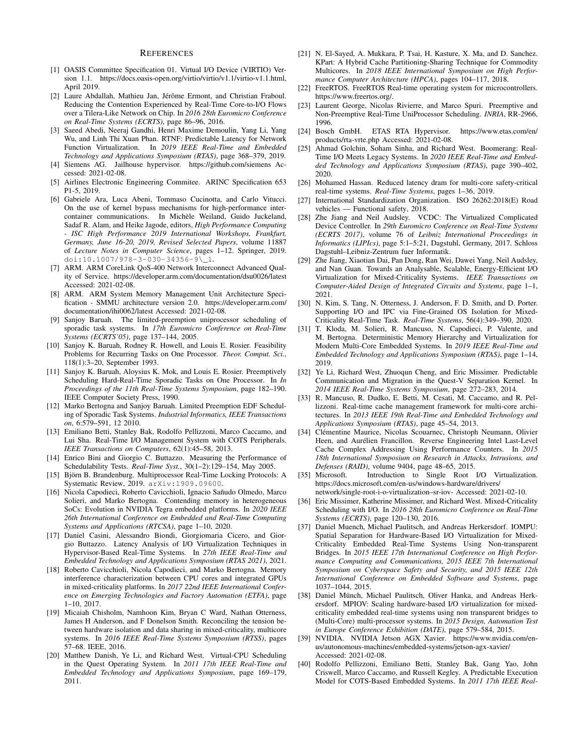# References

[1] OASIS Committee Specification 01. Virtual I/O Device (VIRTIO) Version 1.1. https://docs.oasis-open.org/virtio/virtio/v1.1/virtio-v1.1.html, April 2019.

[2] Laure Abdallah, Mathieu Jan, Jérôme Ermont, and Christian Fraboul. Reducing the Contention Experienced by Real-Time Core-to-I/O Flows over a Tilera-Like Network on Chip. In *2016 28th Euromicro Conference on Real-Time Systems (ECRTS)*, page 86–96, 2016.

[3] Saeed Abedi, Neeraj Gandhi, Henri Maxime Demoulin, Yang Li, Yang Wu, and Linh Thi Xuan Phan. RTNF: Predictable Latency for Network Function Virtualization. In *2019 IEEE Real-Time and Embedded Technology and Applications Symposium (RTAS)*, page 368–379, 2019.

[4] Siemens AG. Jailhouse hypervisor. https://github.com/siemens Accessed: 2021-02-08.

[5] Airlines Electronic Engineering Commitee. ARINC Specification 653 P1-5, 2019.

[6] Gabriele Ara, Luca Abeni, Tommaso Cucinotta, and Carlo Vitucci. On the use of kernel bypass mechanisms for high-performance intercontainer communications. In Michèle Weiland, Guido Juckeland, Sadaf R. Alam, and Heike Jagode, editors, *High Performance Computing - ISC High Performance 2019 International Workshops, Frankfurt, Germany, June 16-20, 2019, Revised Selected Papers*, volume 11887 of *Lecture Notes in Computer Science*, pages 1–12. Springer, 2019. doi:10.1007/978-3-030-34356-9\_1.

[7] ARM. ARM CoreLink QoS-400 Network Interconnect Advanced Quality of Service. https://developer.arm.com/documentation/dsu0026/latest Accessed: 2021-02-08.

[8] ARM. ARM System Memory Management Unit Architecture Specification - SMMU architecture version 2.0. https://developer.arm.com/documentation/ihi0062/latest Accessed: 2021-02-08.

[9] Sanjoy Baruah. The limited-preemption uniprocessor scheduling of sporadic task systems. In *17th Euromicro Conference on Real-Time Systems (ECRTS'05)*, page 137–144, 2005.

[10] Sanjoy K. Baruah, Rodney R. Howell, and Louis E. Rosier. Feasibility Problems for Recurring Tasks on One Processor. *Theor. Comput. Sci.*, 118(1):3–20, September 1993.

[11] Sanjoy K. Baruah, Aloysius K. Mok, and Louis E. Rosier. Preemptively Scheduling Hard-Real-Time Sporadic Tasks on One Processor. In *In Proceedings of the 11th Real-Time Systems Symposium*, page 182–190. IEEE Computer Society Press, 1990.

[12] Marko Bertogna and Sanjoy Baruah. Limited Preemption EDF Scheduling of Sporadic Task Systems. *Industrial Informatics, IEEE Transactions on*, 6:579–591, 12 2010.

[13] Emiliano Betti, Stanley Bak, Rodolfo Pellizzoni, Marco Caccamo, and Lui Sha. Real-Time I/O Management System with COTS Peripherals. *IEEE Transactions on Computers*, 62(1):45–58, 2013.

[14] Enrico Bini and Giorgio C. Buttazzo. Measuring the Performance of Schedulability Tests. *Real-Time Syst.*, 30(1–2):129–154, May 2005.

[15] Björn B. Brandenburg. Multiprocessor Real-Time Locking Protocols: A Systematic Review, 2019. arXiv:1909.09600.

[16] Nicola Capodieci, Roberto Cavicchioli, Ignacio Sañudo Olmedo, Marco Solieri, and Marko Bertogna. Contending memory in heterogeneous SoCs: Evolution in NVIDIA Tegra embedded platforms. In *2020 IEEE 26th International Conference on Embedded and Real-Time Computing Systems and Applications (RTCSA)*, page 1–10, 2020.

[17] Daniel Casini, Alessandro Biondi, Giorgiomaria Cicero, and Giorgio Buttazzo. Latency Analysis of I/O Virtualization Techniques in Hypervisor-Based Real-Time Systems. In *27th IEEE Real-Time and Embedded Technology and Applications Symposium (RTAS 2021)*, 2021.

[18] Roberto Cavicchioli, Nicola Capodieci, and Marko Bertogna. Memory interference characterization between CPU cores and integrated GPUs in mixed-criticality platforms. In *2017 22nd IEEE International Conference on Emerging Technologies and Factory Automation (ETFA)*, page 1–10, 2017.

[19] Micaiah Chisholm, Namhoon Kim, Bryan C Ward, Nathan Otterness, James H Anderson, and F Donelson Smith. Reconciling the tension between hardware isolation and data sharing in mixed-criticality, multicore systems. In *2016 IEEE Real-Time Systems Symposium (RTSS)*, pages 57–68. IEEE, 2016.

[20] Matthew Danish, Ye Li, and Richard West. Virtual-CPU Scheduling in the Quest Operating System. In *2011 17th IEEE Real-Time and Embedded Technology and Applications Symposium*, page 169–179, 2011.

[21] N. El-Sayed, A. Mukkara, P. Tsai, H. Kasture, X. Ma, and D. Sanchez. KPart: A Hybrid Cache Partitioning-Sharing Technique for Commodity Multicores. In *2018 IEEE International Symposium on High Performance Computer Architecture (HPCA)*, pages 104–117, 2018.

[22] FreeRTOS. FreeRTOS Real-time operating system for microcontrollers. https://www.freertos.org/.

[23] Laurent George, Nicolas Rivierre, and Marco Spuri. Preemptive and Non-Preemptive Real-Time UniProcessor Scheduling. *INRIA*, RR-2966, 1996.

[24] Bosch GmbH. ETAS RTA Hypervisor. https://www.etas.com/en/products/rta-vrte.php Accessed: 2021-02-08.

[25] Ahmad Golchin, Soham Sinha, and Richard West. Boomerang: Real-Time I/O Meets Legacy Systems. In *2020 IEEE Real-Time and Embedded Technology and Applications Symposium (RTAS)*, page 390–402, 2020.

[26] Mohamed Hassan. Reduced latency dram for multi-core safety-critical real-time systems. *Real-Time Systems*, pages 1–36, 2019.

[27] International Standardization Organization. ISO 26262:2018(E) Road vehicles — Functional safety, 2018.

[28] Zhe Jiang and Neil Audsley. VCDC: The Virtualized Complicated Device Controller. In *29th Euromicro Conference on Real-Time Systems (ECRTS 2017)*, volume 76 of *Leibniz International Proceedings in Informatics (LIPIcs)*, page 5:1–5:21, Dagstuhl, Germany, 2017. Schloss Dagstuhl–Leibniz-Zentrum fuer Informatik.

[29] Zhe Jiang, Xiaotian Dai, Pan Dong, Ran Wei, Dawei Yang, Neil Audsley, and Nan Guan. Towards an Analysable, Scalable, Energy-Efficient I/O Virtualization for Mixed-Criticality Systems. *IEEE Transactions on Computer-Aided Design of Integrated Circuits and Systems*, page 1–1, 2021.

[30] N. Kim, S. Tang, N. Otterness, J. Anderson, F. D. Smith, and D. Porter. Supporting I/O and IPC via Fine-Grained OS Isolation for Mixed-Criticality Real-Time Task. *Real-Time Systems*, 56(4):349–390, 2020.

[31] T. Kloda, M. Solieri, R. Mancuso, N. Capodieci, P. Valente, and M. Bertogna. Deterministic Memory Hierarchy and Virtualization for Modern Multi-Core Embedded Systems. In *2019 IEEE Real-Time and Embedded Technology and Applications Symposium (RTAS)*, page 1–14, 2019.

[32] Ye Li, Richard West, Zhuoqun Cheng, and Eric Missimer. Predictable Communication and Migration in the Quest-V Separation Kernel. In *2014 IEEE Real-Time Systems Symposium*, page 272–283, 2014.

[33] R. Mancuso, R. Dudko, E. Betti, M. Cesati, M. Caccamo, and R. Pellizzoni. Real-time cache management framework for multi-core architectures. In *2013 IEEE 19th Real-Time and Embedded Technology and Applications Symposium (RTAS)*, page 45–54, 2013.

[34] Clémentine Maurice, Nicolas Scouarnec, Christoph Neumann, Olivier Heen, and Aurélien Francillon. Reverse Engineering Intel Last-Level Cache Complex Addressing Using Performance Counters. In *2015 18th International Symposium on Research in Attacks, Intrusions, and Defenses (RAID)*, volume 9404, page 48–65, 2015.

[35] Microsoft. Introduction to Single Root I/O Virtualization. https://docs.microsoft.com/en-us/windows-hardware/drivers/network/single-root-i-o-virtualization–sr-iov- Accessed: 2021-02-10.

[36] Eric Missimer, Katherine Missimer, and Richard West. Mixed-Criticality Scheduling with I/O. In *2016 28th Euromicro Conference on Real-Time Systems (ECRTS)*, page 120–130, 2016.

[37] Daniel Muench, Michael Paulitsch, and Andreas Herkersdorf. IOMPU: Spatial Separation for Hardware-Based I/O Virtualization for Mixed-Criticality Embedded Real-Time Systems Using Non-transparent Bridges. In *2015 IEEE 17th International Conference on High Performance Computing and Communications, 2015 IEEE 7th International Symposium on Cyberspace Safety and Security, and 2015 IEEE 12th International Conference on Embedded Software and Systems*, page 1037–1044, 2015.

[38] Daniel Münch, Michael Paulitsch, Oliver Hanka, and Andreas Herkersdorf. MPIOV: Scaling hardware-based I/O virtualization for mixed-criticality embedded real-time systems using non transparent bridges to (Multi-Core) multi-processor systems. In *2015 Design, Automation Test in Europe Conference Exhibition (DATE)*, page 579–584, 2015.

[39] NVIDIA. NVIDIA Jetson AGX Xavier. https://www.nvidia.com/en-us/autonomous-machines/embedded-systems/jetson-agx-xavier/ Accessed: 2021-02-08.

[40] Rodolfo Pellizzoni, Emiliano Betti, Stanley Bak, Gang Yao, John Criswell, Marco Caccamo, and Russell Kegley. A Predictable Execution Model for COTS-Based Embedded Systems. In *2011 17th IEEE Real-*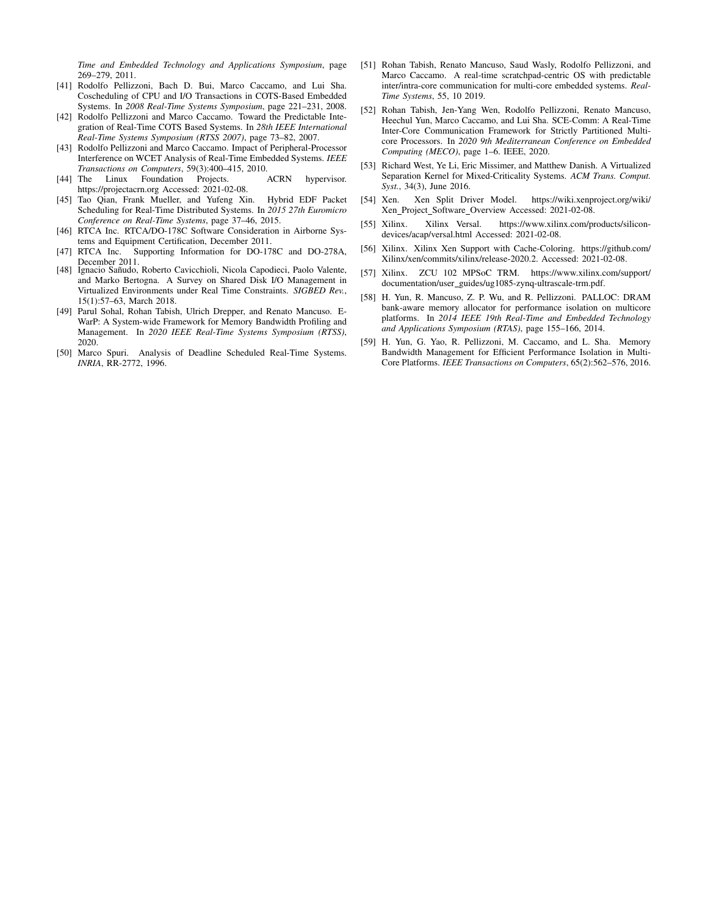*Time and Embedded Technology and Applications Symposium*, page 269–279, 2011.

[41] Rodolfo Pellizzoni, Bach D. Bui, Marco Caccamo, and Lui Sha. Coscheduling of CPU and I/O Transactions in COTS-Based Embedded Systems. In *2008 Real-Time Systems Symposium*, page 221–231, 2008.

[42] Rodolfo Pellizzoni and Marco Caccamo. Toward the Predictable Integration of Real-Time COTS Based Systems. In *28th IEEE International Real-Time Systems Symposium (RTSS 2007)*, page 73–82, 2007.

[43] Rodolfo Pellizzoni and Marco Caccamo. Impact of Peripheral-Processor Interference on WCET Analysis of Real-Time Embedded Systems. *IEEE Transactions on Computers*, 59(3):400–415, 2010.

[44] The Linux Foundation Projects. ACRN hypervisor. https://projectacrn.org Accessed: 2021-02-08.

[45] Tao Qian, Frank Mueller, and Yufeng Xin. Hybrid EDF Packet Scheduling for Real-Time Distributed Systems. In *2015 27th Euromicro Conference on Real-Time Systems*, page 37–46, 2015.

[46] RTCA Inc. RTCA/DO-178C Software Consideration in Airborne Systems and Equipment Certification, December 2011.

[47] RTCA Inc. Supporting Information for DO-178C and DO-278A, December 2011.

[48] Ignacio Sañudo, Roberto Cavicchioli, Nicola Capodieci, Paolo Valente, and Marko Bertogna. A Survey on Shared Disk I/O Management in Virtualized Environments under Real Time Constraints. *SIGBED Rev.*, 15(1):57–63, March 2018.

[49] Parul Sohal, Rohan Tabish, Ulrich Drepper, and Renato Mancuso. E-WarP: A System-wide Framework for Memory Bandwidth Profiling and Management. In *2020 IEEE Real-Time Systems Symposium (RTSS)*, 2020.

[50] Marco Spuri. Analysis of Deadline Scheduled Real-Time Systems. *INRIA*, RR-2772, 1996.

[51] Rohan Tabish, Renato Mancuso, Saud Wasly, Rodolfo Pellizzoni, and Marco Caccamo. A real-time scratchpad-centric OS with predictable inter/intra-core communication for multi-core embedded systems. *Real-Time Systems*, 55, 10 2019.

[52] Rohan Tabish, Jen-Yang Wen, Rodolfo Pellizzoni, Renato Mancuso, Heechul Yun, Marco Caccamo, and Lui Sha. SCE-Comm: A Real-Time Inter-Core Communication Framework for Strictly Partitioned Multi-core Processors. In *2020 9th Mediterranean Conference on Embedded Computing (MECO)*, page 1–6. IEEE, 2020.

[53] Richard West, Ye Li, Eric Missimer, and Matthew Danish. A Virtualized Separation Kernel for Mixed-Criticality Systems. *ACM Trans. Comput. Syst.*, 34(3), June 2016.

[54] Xen. Xen Split Driver Model. https://wiki.xenproject.org/wiki/Xen_Project_Software_Overview Accessed: 2021-02-08.

[55] Xilinx. Xilinx Versal. https://www.xilinx.com/products/silicon-devices/acap/versal.html Accessed: 2021-02-08.

[56] Xilinx. Xilinx Xen Support with Cache-Coloring. https://github.com/Xilinx/xen/commits/xilinx/release-2020.2. Accessed: 2021-02-08.

[57] Xilinx. ZCU 102 MPSoC TRM. https://www.xilinx.com/support/documentation/user_guides/ug1085-zynq-ultrascale-trm.pdf.

[58] H. Yun, R. Mancuso, Z. P. Wu, and R. Pellizzoni. PALLOC: DRAM bank-aware memory allocator for performance isolation on multicore platforms. In *2014 IEEE 19th Real-Time and Embedded Technology and Applications Symposium (RTAS)*, page 155–166, 2014.

[59] H. Yun, G. Yao, R. Pellizzoni, M. Caccamo, and L. Sha. Memory Bandwidth Management for Efficient Performance Isolation in Multi-Core Platforms. *IEEE Transactions on Computers*, 65(2):562–576, 2016.